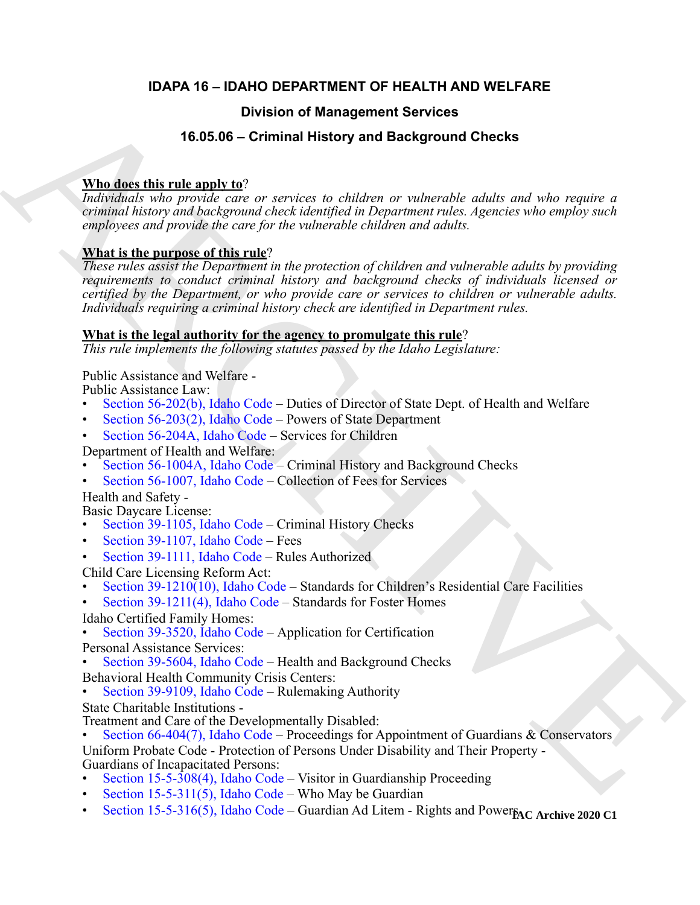# IDAPA 16 – IDAHO DEPARTMENT OF HEALTH AND WELFARE

## Division of Management Services

## 16.05.06 – Criminal History and Background Checks

**Who does this rule apply to?**

*Individuals who provide care or services to children or vulnerable adults and who require a criminal history and background check identified in Department rules. Agencies who employ such employees and provide the care for the vulnerable children and adults.*

**What is the purpose of this rule?**

*These rules assist the Department in the protection of children and vulnerable adults by providing requirements to conduct criminal history and background checks of individuals licensed or certified by the Department, or who provide care or services to children or vulnerable adults. Individuals requiring a criminal history check are identified in Department rules.*

**What is the legal authority for the agency to promulgate this rule?**

*This rule implements the following statutes passed by the Idaho Legislature:*

Public Assistance and Welfare -
Public Assistance Law:

- Section 56-202(b), Idaho Code – Duties of Director of State Dept. of Health and Welfare
- Section 56-203(2), Idaho Code – Powers of State Department
- Section 56-204A, Idaho Code – Services for Children

Department of Health and Welfare:

- Section 56-1004A, Idaho Code – Criminal History and Background Checks
- Section 56-1007, Idaho Code – Collection of Fees for Services

Health and Safety -
Basic Daycare License:

- Section 39-1105, Idaho Code – Criminal History Checks
- Section 39-1107, Idaho Code – Fees
- Section 39-1111, Idaho Code – Rules Authorized

Child Care Licensing Reform Act:

- Section 39-1210(10), Idaho Code – Standards for Children's Residential Care Facilities
- Section 39-1211(4), Idaho Code – Standards for Foster Homes

Idaho Certified Family Homes:

- Section 39-3520, Idaho Code – Application for Certification

Personal Assistance Services:

- Section 39-5604, Idaho Code – Health and Background Checks

Behavioral Health Community Crisis Centers:

- Section 39-9109, Idaho Code – Rulemaking Authority

State Charitable Institutions -
Treatment and Care of the Developmentally Disabled:

- Section 66-404(7), Idaho Code – Proceedings for Appointment of Guardians & Conservators

Uniform Probate Code - Protection of Persons Under Disability and Their Property -
Guardians of Incapacitated Persons:

- Section 15-5-308(4), Idaho Code – Visitor in Guardianship Proceeding
- Section 15-5-311(5), Idaho Code – Who May be Guardian
- Section 15-5-316(5), Idaho Code – Guardian Ad Litem - Rights and Powers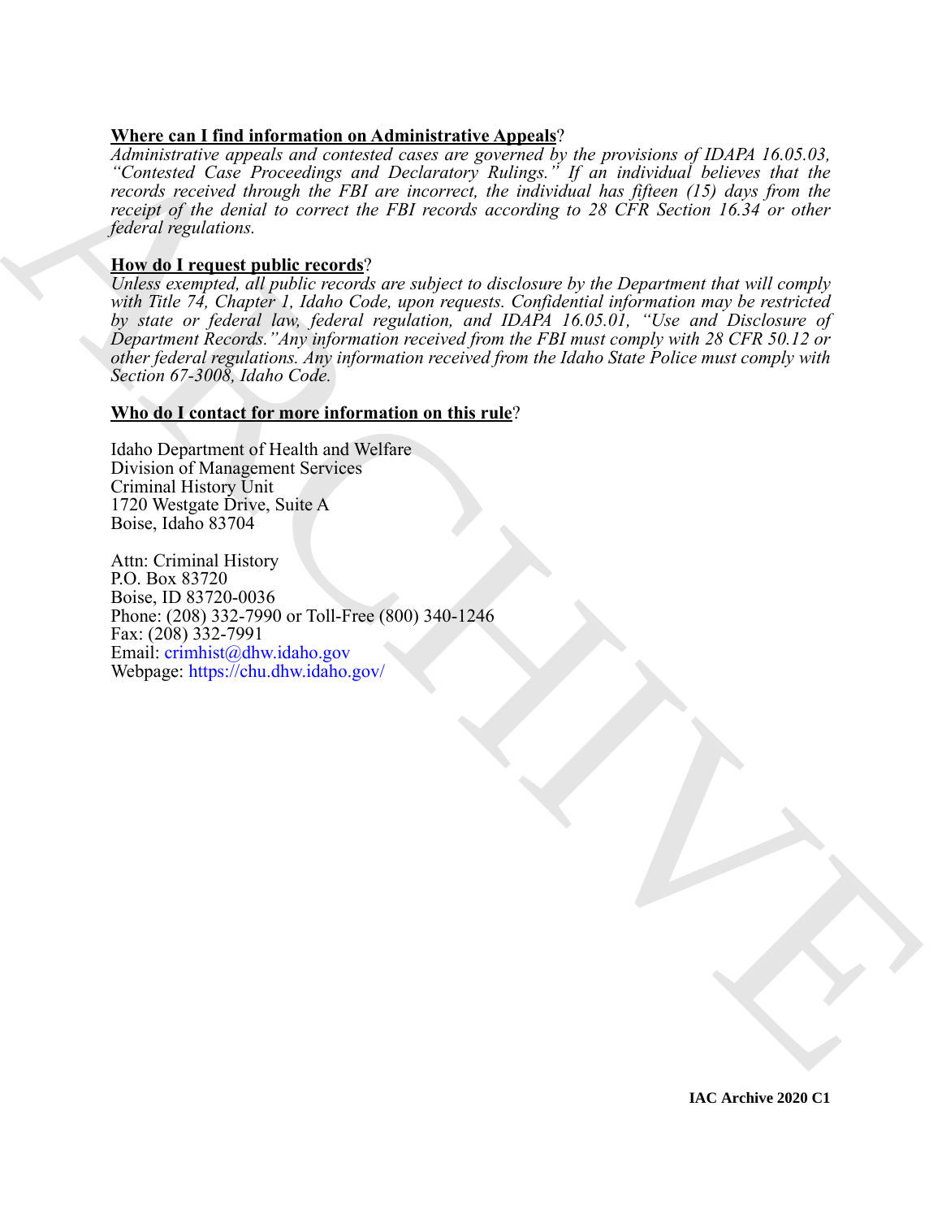**Where can I find information on Administrative Appeals**?

*Administrative appeals and contested cases are governed by the provisions of IDAPA 16.05.03, "Contested Case Proceedings and Declaratory Rulings." If an individual believes that the records received through the FBI are incorrect, the individual has fifteen (15) days from the receipt of the denial to correct the FBI records according to 28 CFR Section 16.34 or other federal regulations.*

**How do I request public records**?

*Unless exempted, all public records are subject to disclosure by the Department that will comply with Title 74, Chapter 1, Idaho Code, upon requests. Confidential information may be restricted by state or federal law, federal regulation, and IDAPA 16.05.01, "Use and Disclosure of Department Records."Any information received from the FBI must comply with 28 CFR 50.12 or other federal regulations. Any information received from the Idaho State Police must comply with Section 67-3008, Idaho Code.*

**Who do I contact for more information on this rule**?

Idaho Department of Health and Welfare
Division of Management Services
Criminal History Unit
1720 Westgate Drive, Suite A
Boise, Idaho 83704

Attn: Criminal History
P.O. Box 83720
Boise, ID 83720-0036
Phone: (208) 332-7990 or Toll-Free (800) 340-1246
Fax: (208) 332-7991
Email: crimhist@dhw.idaho.gov
Webpage: https://chu.dhw.idaho.gov/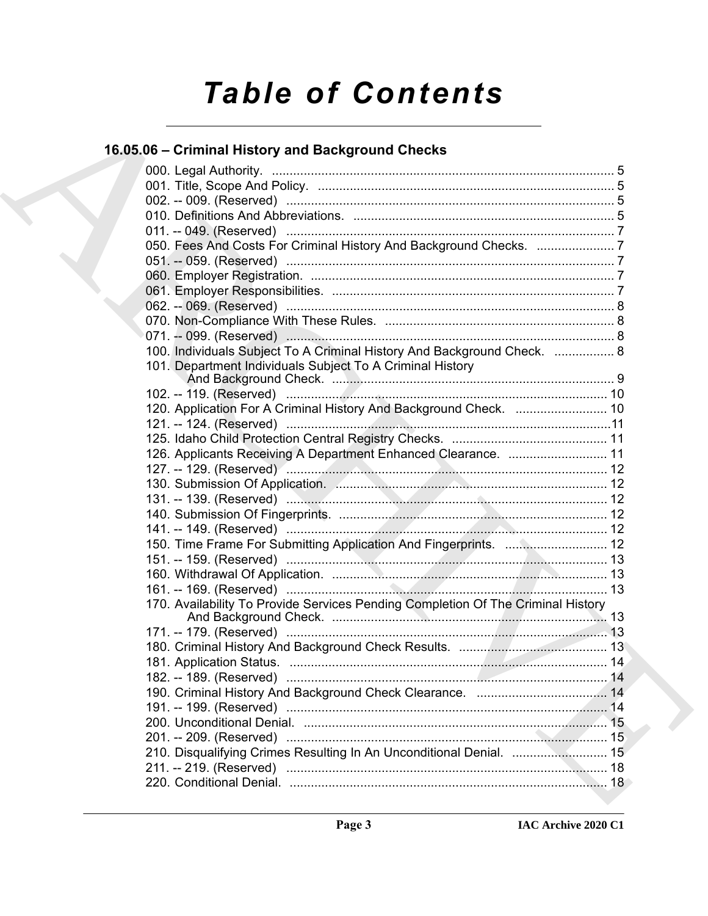# Table of Contents

## 16.05.06 – Criminal History and Background Checks

000. Legal Authority. ........ 5
001. Title, Scope And Policy. ........ 5
002. -- 009. (Reserved) ........ 5
010. Definitions And Abbreviations. ........ 5
011. -- 049. (Reserved) ........ 7
050. Fees And Costs For Criminal History And Background Checks. ........ 7
051. -- 059. (Reserved) ........ 7
060. Employer Registration. ........ 7
061. Employer Responsibilities. ........ 7
062. -- 069. (Reserved) ........ 8
070. Non-Compliance With These Rules. ........ 8
071. -- 099. (Reserved) ........ 8
100. Individuals Subject To A Criminal History And Background Check. ........ 8
101. Department Individuals Subject To A Criminal History And Background Check. ........ 9
102. -- 119. (Reserved) ........ 10
120. Application For A Criminal History And Background Check. ........ 10
121. -- 124. (Reserved) ........ 11
125. Idaho Child Protection Central Registry Checks. ........ 11
126. Applicants Receiving A Department Enhanced Clearance. ........ 11
127. -- 129. (Reserved) ........ 12
130. Submission Of Application. ........ 12
131. -- 139. (Reserved) ........ 12
140. Submission Of Fingerprints. ........ 12
141. -- 149. (Reserved) ........ 12
150. Time Frame For Submitting Application And Fingerprints. ........ 12
151. -- 159. (Reserved) ........ 13
160. Withdrawal Of Application. ........ 13
161. -- 169. (Reserved) ........ 13
170. Availability To Provide Services Pending Completion Of The Criminal History And Background Check. ........ 13
171. -- 179. (Reserved) ........ 13
180. Criminal History And Background Check Results. ........ 13
181. Application Status. ........ 14
182. -- 189. (Reserved) ........ 14
190. Criminal History And Background Check Clearance. ........ 14
191. -- 199. (Reserved) ........ 14
200. Unconditional Denial. ........ 15
201. -- 209. (Reserved) ........ 15
210. Disqualifying Crimes Resulting In An Unconditional Denial. ........ 15
211. -- 219. (Reserved) ........ 18
220. Conditional Denial. ........ 18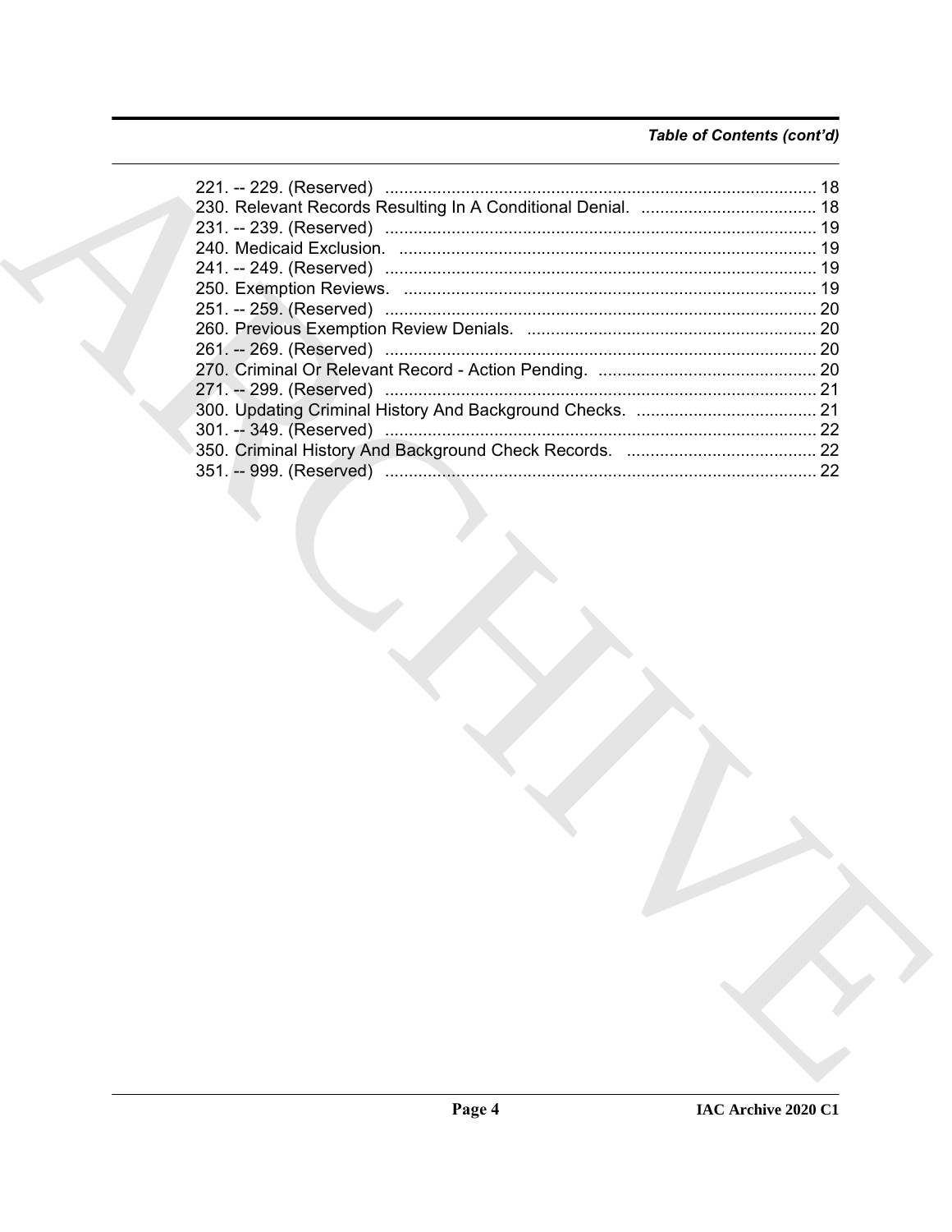*Table of Contents (cont'd)*

221. -- 229. (Reserved) ........................................................................................... 18
230. Relevant Records Resulting In A Conditional Denial. ..................................... 18
231. -- 239. (Reserved) ........................................................................................... 19
240. Medicaid Exclusion. ........................................................................................ 19
241. -- 249. (Reserved) ........................................................................................... 19
250. Exemption Reviews. ....................................................................................... 19
251. -- 259. (Reserved) ........................................................................................... 20
260. Previous Exemption Review Denials. ............................................................. 20
261. -- 269. (Reserved) ........................................................................................... 20
270. Criminal Or Relevant Record - Action Pending. .............................................. 20
271. -- 299. (Reserved) ........................................................................................... 21
300. Updating Criminal History And Background Checks. ...................................... 21
301. -- 349. (Reserved) ........................................................................................... 22
350. Criminal History And Background Check Records. ........................................ 22
351. -- 999. (Reserved) ........................................................................................... 22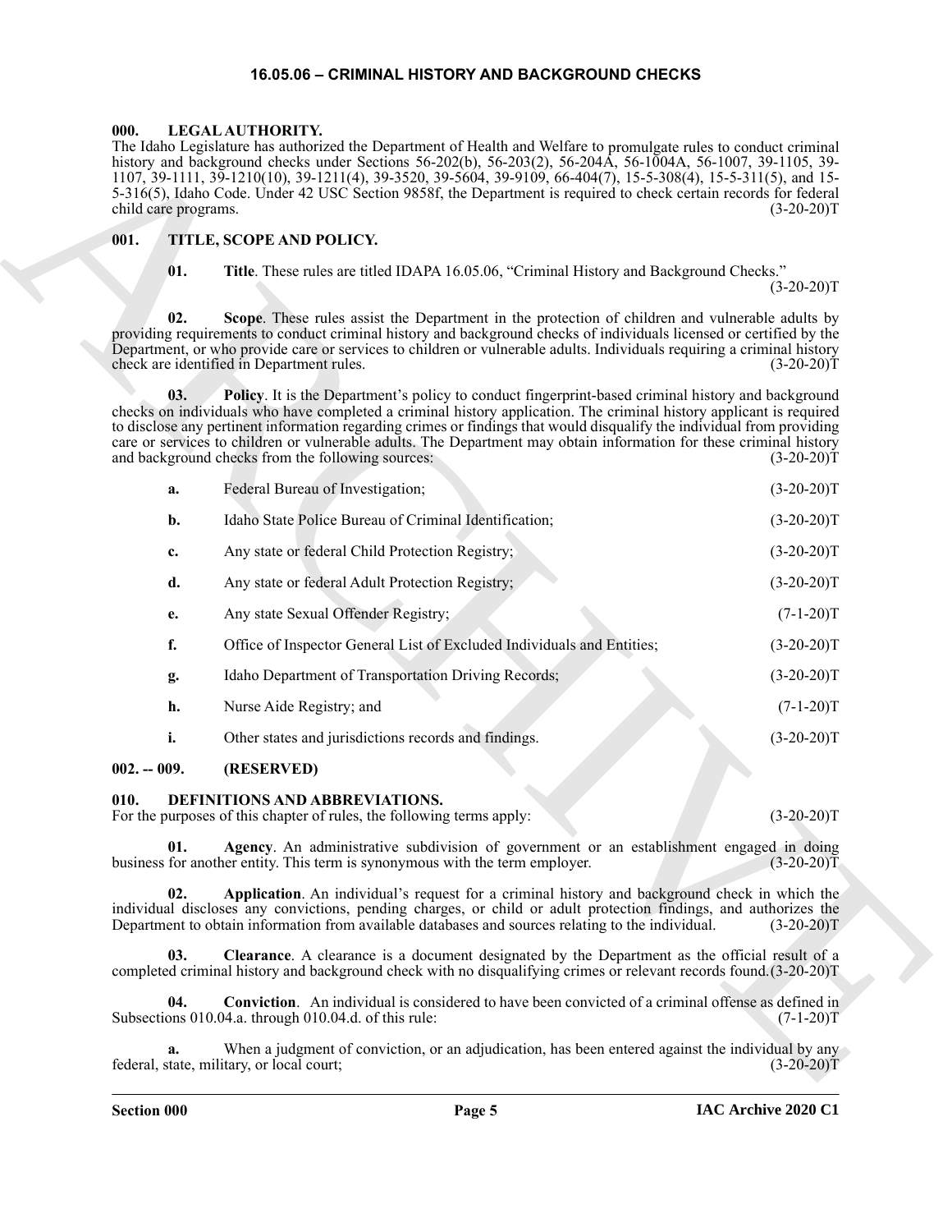# 16.05.06 – CRIMINAL HISTORY AND BACKGROUND CHECKS

## 000. LEGAL AUTHORITY.

The Idaho Legislature has authorized the Department of Health and Welfare to promulgate rules to conduct criminal history and background checks under Sections 56-202(b), 56-203(2), 56-204A, 56-1004A, 56-1007, 39-1105, 39-1107, 39-1111, 39-1210(10), 39-1211(4), 39-3520, 39-5604, 39-9109, 66-404(7), 15-5-308(4), 15-5-311(5), and 15-5-316(5), Idaho Code. Under 42 USC Section 9858f, the Department is required to check certain records for federal child care programs. (3-20-20)T

## 001. TITLE, SCOPE AND POLICY.

**01. Title**. These rules are titled IDAPA 16.05.06, "Criminal History and Background Checks." (3-20-20)T

**02. Scope**. These rules assist the Department in the protection of children and vulnerable adults by providing requirements to conduct criminal history and background checks of individuals licensed or certified by the Department, or who provide care or services to children or vulnerable adults. Individuals requiring a criminal history check are identified in Department rules. (3-20-20)T

**03. Policy**. It is the Department's policy to conduct fingerprint-based criminal history and background checks on individuals who have completed a criminal history application. The criminal history applicant is required to disclose any pertinent information regarding crimes or findings that would disqualify the individual from providing care or services to children or vulnerable adults. The Department may obtain information for these criminal history and background checks from the following sources: (3-20-20)T

**a.** Federal Bureau of Investigation; (3-20-20)T

**b.** Idaho State Police Bureau of Criminal Identification; (3-20-20)T

**c.** Any state or federal Child Protection Registry; (3-20-20)T

**d.** Any state or federal Adult Protection Registry; (3-20-20)T

**e.** Any state Sexual Offender Registry; (7-1-20)T

**f.** Office of Inspector General List of Excluded Individuals and Entities; (3-20-20)T

**g.** Idaho Department of Transportation Driving Records; (3-20-20)T

**h.** Nurse Aide Registry; and (7-1-20)T

**i.** Other states and jurisdictions records and findings. (3-20-20)T

## 002. -- 009. (RESERVED)

## 010. DEFINITIONS AND ABBREVIATIONS.

For the purposes of this chapter of rules, the following terms apply: (3-20-20)T

**01. Agency**. An administrative subdivision of government or an establishment engaged in doing business for another entity. This term is synonymous with the term employer. (3-20-20)T

**02. Application**. An individual's request for a criminal history and background check in which the individual discloses any convictions, pending charges, or child or adult protection findings, and authorizes the Department to obtain information from available databases and sources relating to the individual. (3-20-20)T

**03. Clearance**. A clearance is a document designated by the Department as the official result of a completed criminal history and background check with no disqualifying crimes or relevant records found. (3-20-20)T

**04. Conviction**. An individual is considered to have been convicted of a criminal offense as defined in Subsections 010.04.a. through 010.04.d. of this rule: (7-1-20)T

**a.** When a judgment of conviction, or an adjudication, has been entered against the individual by any federal, state, military, or local court; (3-20-20)T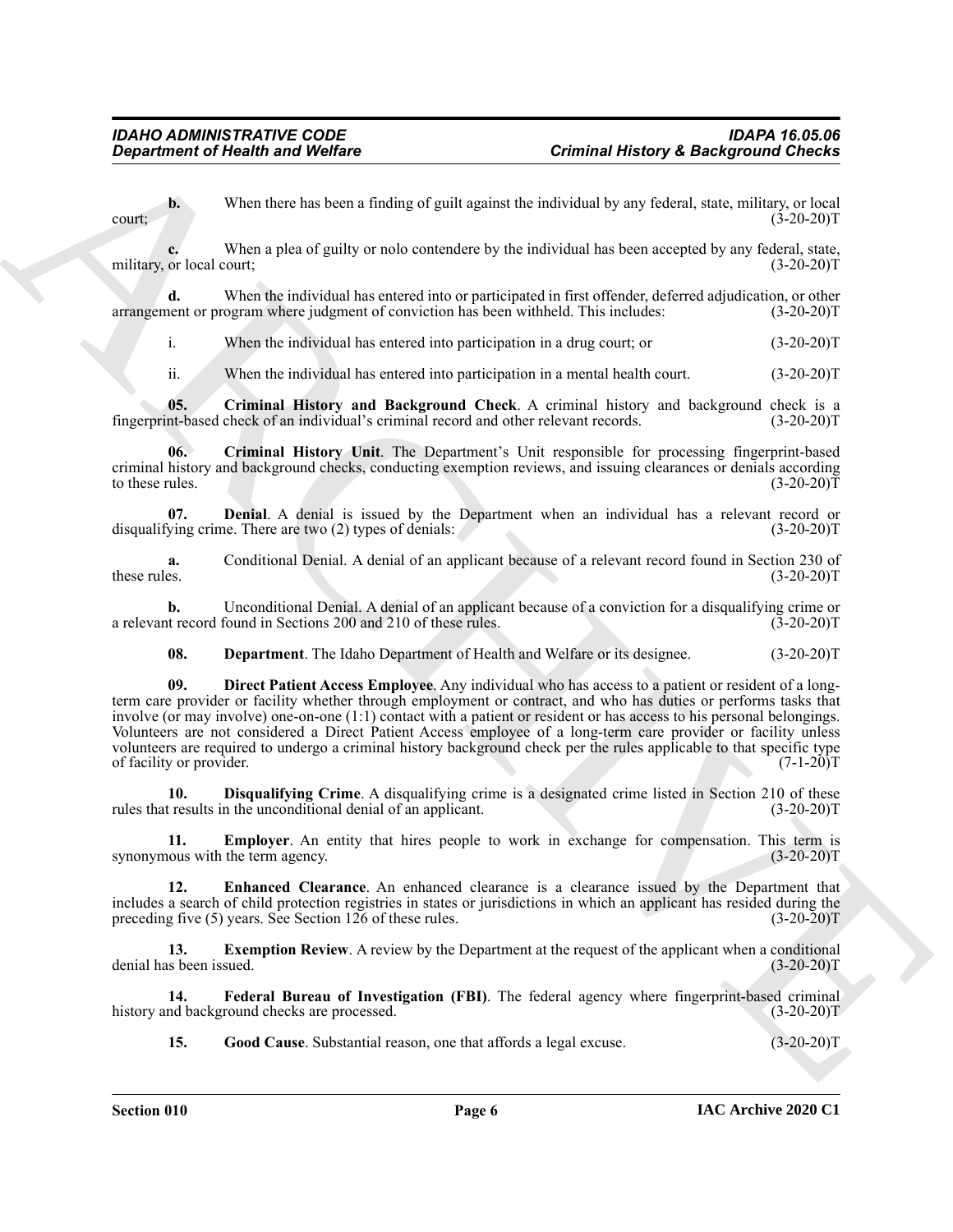**b.** When there has been a finding of guilt against the individual by any federal, state, military, or local court; (3-20-20)T

**c.** When a plea of guilty or nolo contendere by the individual has been accepted by any federal, state, military, or local court; (3-20-20)T

**d.** When the individual has entered into or participated in first offender, deferred adjudication, or other arrangement or program where judgment of conviction has been withheld. This includes: (3-20-20)T

i. When the individual has entered into participation in a drug court; or (3-20-20)T

ii. When the individual has entered into participation in a mental health court. (3-20-20)T

**05. Criminal History and Background Check**. A criminal history and background check is a fingerprint-based check of an individual's criminal record and other relevant records. (3-20-20)T

**06. Criminal History Unit**. The Department's Unit responsible for processing fingerprint-based criminal history and background checks, conducting exemption reviews, and issuing clearances or denials according to these rules. (3-20-20)T

**07. Denial**. A denial is issued by the Department when an individual has a relevant record or disqualifying crime. There are two (2) types of denials: (3-20-20)T

**a.** Conditional Denial. A denial of an applicant because of a relevant record found in Section 230 of these rules. (3-20-20)T

**b.** Unconditional Denial. A denial of an applicant because of a conviction for a disqualifying crime or a relevant record found in Sections 200 and 210 of these rules. (3-20-20)T

**08. Department**. The Idaho Department of Health and Welfare or its designee. (3-20-20)T

**09. Direct Patient Access Employee**. Any individual who has access to a patient or resident of a long-term care provider or facility whether through employment or contract, and who has duties or performs tasks that involve (or may involve) one-on-one (1:1) contact with a patient or resident or has access to his personal belongings. Volunteers are not considered a Direct Patient Access employee of a long-term care provider or facility unless volunteers are required to undergo a criminal history background check per the rules applicable to that specific type of facility or provider. (7-1-20)T

**10. Disqualifying Crime**. A disqualifying crime is a designated crime listed in Section 210 of these rules that results in the unconditional denial of an applicant. (3-20-20)T

**11. Employer**. An entity that hires people to work in exchange for compensation. This term is synonymous with the term agency. (3-20-20)T

**12. Enhanced Clearance**. An enhanced clearance is a clearance issued by the Department that includes a search of child protection registries in states or jurisdictions in which an applicant has resided during the preceding five (5) years. See Section 126 of these rules. (3-20-20)T

**13. Exemption Review**. A review by the Department at the request of the applicant when a conditional denial has been issued. (3-20-20)T

**14. Federal Bureau of Investigation (FBI)**. The federal agency where fingerprint-based criminal history and background checks are processed. (3-20-20)T

**15. Good Cause**. Substantial reason, one that affords a legal excuse. (3-20-20)T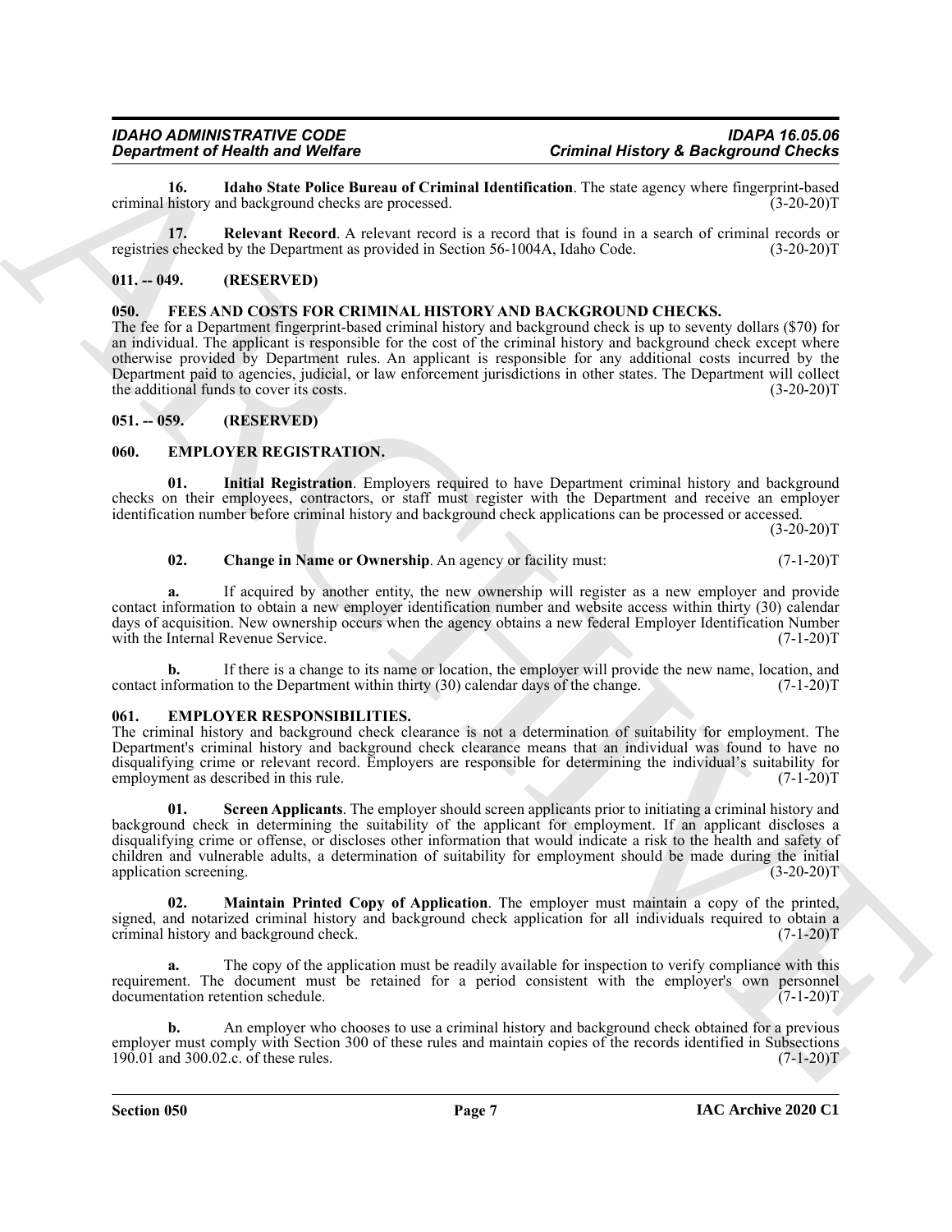**16. Idaho State Police Bureau of Criminal Identification**. The state agency where fingerprint-based criminal history and background checks are processed. (3-20-20)T

**17. Relevant Record**. A relevant record is a record that is found in a search of criminal records or registries checked by the Department as provided in Section 56-1004A, Idaho Code. (3-20-20)T

## 011. -- 049. (RESERVED)

## 050. FEES AND COSTS FOR CRIMINAL HISTORY AND BACKGROUND CHECKS.

The fee for a Department fingerprint-based criminal history and background check is up to seventy dollars ($70) for an individual. The applicant is responsible for the cost of the criminal history and background check except where otherwise provided by Department rules. An applicant is responsible for any additional costs incurred by the Department paid to agencies, judicial, or law enforcement jurisdictions in other states. The Department will collect the additional funds to cover its costs. (3-20-20)T

## 051. -- 059. (RESERVED)

## 060. EMPLOYER REGISTRATION.

**01. Initial Registration**. Employers required to have Department criminal history and background checks on their employees, contractors, or staff must register with the Department and receive an employer identification number before criminal history and background check applications can be processed or accessed. (3-20-20)T

**02. Change in Name or Ownership**. An agency or facility must: (7-1-20)T

**a.** If acquired by another entity, the new ownership will register as a new employer and provide contact information to obtain a new employer identification number and website access within thirty (30) calendar days of acquisition. New ownership occurs when the agency obtains a new federal Employer Identification Number with the Internal Revenue Service. (7-1-20)T

**b.** If there is a change to its name or location, the employer will provide the new name, location, and contact information to the Department within thirty (30) calendar days of the change. (7-1-20)T

## 061. EMPLOYER RESPONSIBILITIES.

The criminal history and background check clearance is not a determination of suitability for employment. The Department's criminal history and background check clearance means that an individual was found to have no disqualifying crime or relevant record. Employers are responsible for determining the individual's suitability for employment as described in this rule. (7-1-20)T

**01. Screen Applicants**. The employer should screen applicants prior to initiating a criminal history and background check in determining the suitability of the applicant for employment. If an applicant discloses a disqualifying crime or offense, or discloses other information that would indicate a risk to the health and safety of children and vulnerable adults, a determination of suitability for employment should be made during the initial application screening. (3-20-20)T

**02. Maintain Printed Copy of Application**. The employer must maintain a copy of the printed, signed, and notarized criminal history and background check application for all individuals required to obtain a criminal history and background check. (7-1-20)T

**a.** The copy of the application must be readily available for inspection to verify compliance with this requirement. The document must be retained for a period consistent with the employer's own personnel documentation retention schedule. (7-1-20)T

**b.** An employer who chooses to use a criminal history and background check obtained for a previous employer must comply with Section 300 of these rules and maintain copies of the records identified in Subsections 190.01 and 300.02.c. of these rules. (7-1-20)T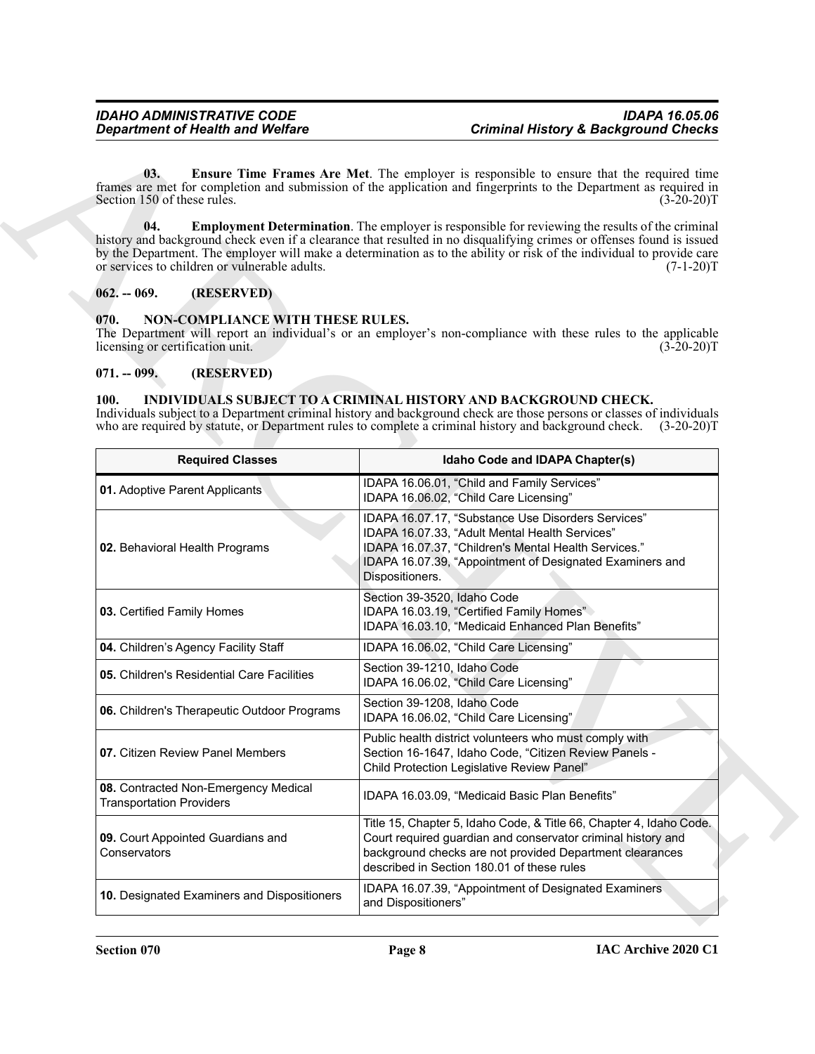**03. Ensure Time Frames Are Met**. The employer is responsible to ensure that the required time frames are met for completion and submission of the application and fingerprints to the Department as required in Section 150 of these rules. (3-20-20)T

**04. Employment Determination**. The employer is responsible for reviewing the results of the criminal history and background check even if a clearance that resulted in no disqualifying crimes or offenses found is issued by the Department. The employer will make a determination as to the ability or risk of the individual to provide care or services to children or vulnerable adults. (7-1-20)T

## 062. -- 069. (RESERVED)

## 070. NON-COMPLIANCE WITH THESE RULES.

The Department will report an individual's or an employer's non-compliance with these rules to the applicable licensing or certification unit. (3-20-20)T

## 071. -- 099. (RESERVED)

## 100. INDIVIDUALS SUBJECT TO A CRIMINAL HISTORY AND BACKGROUND CHECK.

Individuals subject to a Department criminal history and background check are those persons or classes of individuals who are required by statute, or Department rules to complete a criminal history and background check. (3-20-20)T

| Required Classes | Idaho Code and IDAPA Chapter(s) |
|---|---|
| **01.** Adoptive Parent Applicants | IDAPA 16.06.01, "Child and Family Services"<br>IDAPA 16.06.02, "Child Care Licensing" |
| **02.** Behavioral Health Programs | IDAPA 16.07.17, "Substance Use Disorders Services"<br>IDAPA 16.07.33, "Adult Mental Health Services"<br>IDAPA 16.07.37, "Children's Mental Health Services."<br>IDAPA 16.07.39, "Appointment of Designated Examiners and Dispositioners. |
| **03.** Certified Family Homes | Section 39-3520, Idaho Code<br>IDAPA 16.03.19, "Certified Family Homes"<br>IDAPA 16.03.10, "Medicaid Enhanced Plan Benefits" |
| **04.** Children's Agency Facility Staff | IDAPA 16.06.02, "Child Care Licensing" |
| **05.** Children's Residential Care Facilities | Section 39-1210, Idaho Code<br>IDAPA 16.06.02, "Child Care Licensing" |
| **06.** Children's Therapeutic Outdoor Programs | Section 39-1208, Idaho Code<br>IDAPA 16.06.02, "Child Care Licensing" |
| **07.** Citizen Review Panel Members | Public health district volunteers who must comply with Section 16-1647, Idaho Code, "Citizen Review Panels - Child Protection Legislative Review Panel" |
| **08.** Contracted Non-Emergency Medical Transportation Providers | IDAPA 16.03.09, "Medicaid Basic Plan Benefits" |
| **09.** Court Appointed Guardians and Conservators | Title 15, Chapter 5, Idaho Code, & Title 66, Chapter 4, Idaho Code. Court required guardian and conservator criminal history and background checks are not provided Department clearances described in Section 180.01 of these rules |
| **10.** Designated Examiners and Dispositioners | IDAPA 16.07.39, "Appointment of Designated Examiners and Dispositioners" |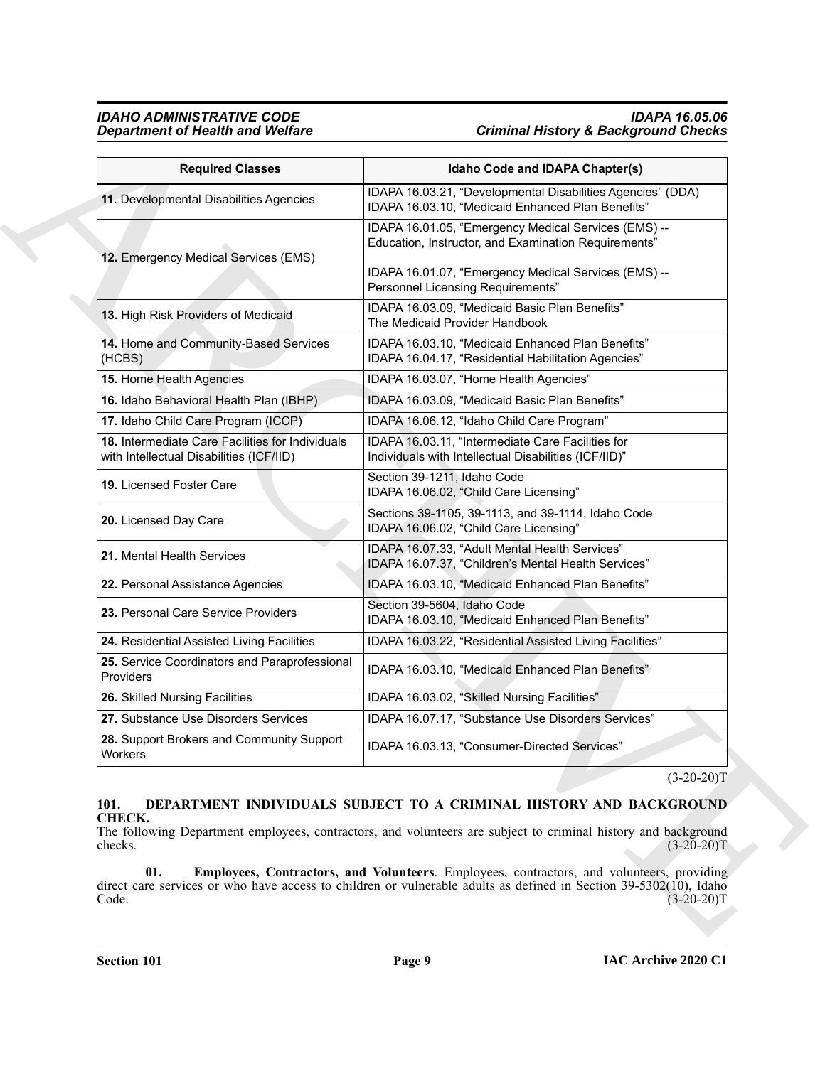| Required Classes | Idaho Code and IDAPA Chapter(s) |
|---|---|
| **11.** Developmental Disabilities Agencies | IDAPA 16.03.21, "Developmental Disabilities Agencies" (DDA) IDAPA 16.03.10, "Medicaid Enhanced Plan Benefits" |
| **12.** Emergency Medical Services (EMS) | IDAPA 16.01.05, "Emergency Medical Services (EMS) -- Education, Instructor, and Examination Requirements" IDAPA 16.01.07, "Emergency Medical Services (EMS) -- Personnel Licensing Requirements" |
| **13.** High Risk Providers of Medicaid | IDAPA 16.03.09, "Medicaid Basic Plan Benefits" The Medicaid Provider Handbook |
| **14.** Home and Community-Based Services (HCBS) | IDAPA 16.03.10, "Medicaid Enhanced Plan Benefits" IDAPA 16.04.17, "Residential Habilitation Agencies" |
| **15.** Home Health Agencies | IDAPA 16.03.07, "Home Health Agencies" |
| **16.** Idaho Behavioral Health Plan (IBHP) | IDAPA 16.03.09, "Medicaid Basic Plan Benefits" |
| **17.** Idaho Child Care Program (ICCP) | IDAPA 16.06.12, "Idaho Child Care Program" |
| **18.** Intermediate Care Facilities for Individuals with Intellectual Disabilities (ICF/IID) | IDAPA 16.03.11, "Intermediate Care Facilities for Individuals with Intellectual Disabilities (ICF/IID)" |
| **19.** Licensed Foster Care | Section 39-1211, Idaho Code IDAPA 16.06.02, "Child Care Licensing" |
| **20.** Licensed Day Care | Sections 39-1105, 39-1113, and 39-1114, Idaho Code IDAPA 16.06.02, "Child Care Licensing" |
| **21.** Mental Health Services | IDAPA 16.07.33, "Adult Mental Health Services" IDAPA 16.07.37, "Children's Mental Health Services" |
| **22.** Personal Assistance Agencies | IDAPA 16.03.10, "Medicaid Enhanced Plan Benefits" |
| **23.** Personal Care Service Providers | Section 39-5604, Idaho Code IDAPA 16.03.10, "Medicaid Enhanced Plan Benefits" |
| **24.** Residential Assisted Living Facilities | IDAPA 16.03.22, "Residential Assisted Living Facilities" |
| **25.** Service Coordinators and Paraprofessional Providers | IDAPA 16.03.10, "Medicaid Enhanced Plan Benefits" |
| **26.** Skilled Nursing Facilities | IDAPA 16.03.02, "Skilled Nursing Facilities" |
| **27.** Substance Use Disorders Services | IDAPA 16.07.17, "Substance Use Disorders Services" |
| **28.** Support Brokers and Community Support Workers | IDAPA 16.03.13, "Consumer-Directed Services" |

(3-20-20)T

## 101. DEPARTMENT INDIVIDUALS SUBJECT TO A CRIMINAL HISTORY AND BACKGROUND CHECK.

The following Department employees, contractors, and volunteers are subject to criminal history and background checks. (3-20-20)T

**01. Employees, Contractors, and Volunteers**. Employees, contractors, and volunteers, providing direct care services or who have access to children or vulnerable adults as defined in Section 39-5302(10), Idaho Code. (3-20-20)T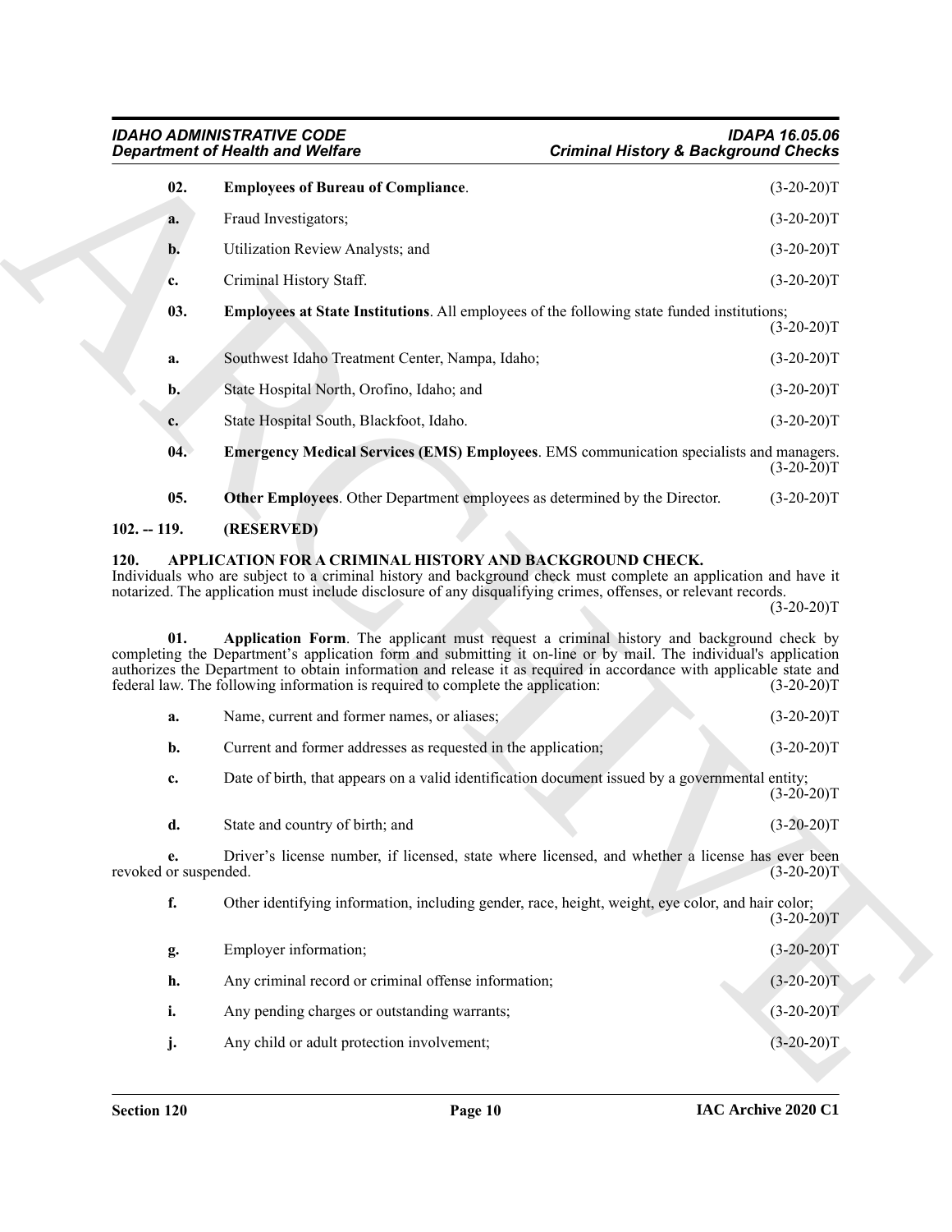**02. Employees of Bureau of Compliance.** (3-20-20)T

**a.** Fraud Investigators; (3-20-20)T

**b.** Utilization Review Analysts; and (3-20-20)T

**c.** Criminal History Staff. (3-20-20)T

**03. Employees at State Institutions**. All employees of the following state funded institutions; (3-20-20)T

**a.** Southwest Idaho Treatment Center, Nampa, Idaho; (3-20-20)T

**b.** State Hospital North, Orofino, Idaho; and (3-20-20)T

**c.** State Hospital South, Blackfoot, Idaho. (3-20-20)T

**04. Emergency Medical Services (EMS) Employees**. EMS communication specialists and managers. (3-20-20)T

**05. Other Employees**. Other Department employees as determined by the Director. (3-20-20)T

## 102. -- 119. (RESERVED)

## 120. APPLICATION FOR A CRIMINAL HISTORY AND BACKGROUND CHECK.

Individuals who are subject to a criminal history and background check must complete an application and have it notarized. The application must include disclosure of any disqualifying crimes, offenses, or relevant records. (3-20-20)T

**01. Application Form**. The applicant must request a criminal history and background check by completing the Department's application form and submitting it on-line or by mail. The individual's application authorizes the Department to obtain information and release it as required in accordance with applicable state and federal law. The following information is required to complete the application: (3-20-20)T

**a.** Name, current and former names, or aliases; (3-20-20)T

**b.** Current and former addresses as requested in the application; (3-20-20)T

**c.** Date of birth, that appears on a valid identification document issued by a governmental entity; (3-20-20)T

**d.** State and country of birth; and (3-20-20)T

**e.** Driver's license number, if licensed, state where licensed, and whether a license has ever been revoked or suspended. (3-20-20)T

**f.** Other identifying information, including gender, race, height, weight, eye color, and hair color; (3-20-20)T

**g.** Employer information; (3-20-20)T

**h.** Any criminal record or criminal offense information; (3-20-20)T

**i.** Any pending charges or outstanding warrants; (3-20-20)T

**j.** Any child or adult protection involvement; (3-20-20)T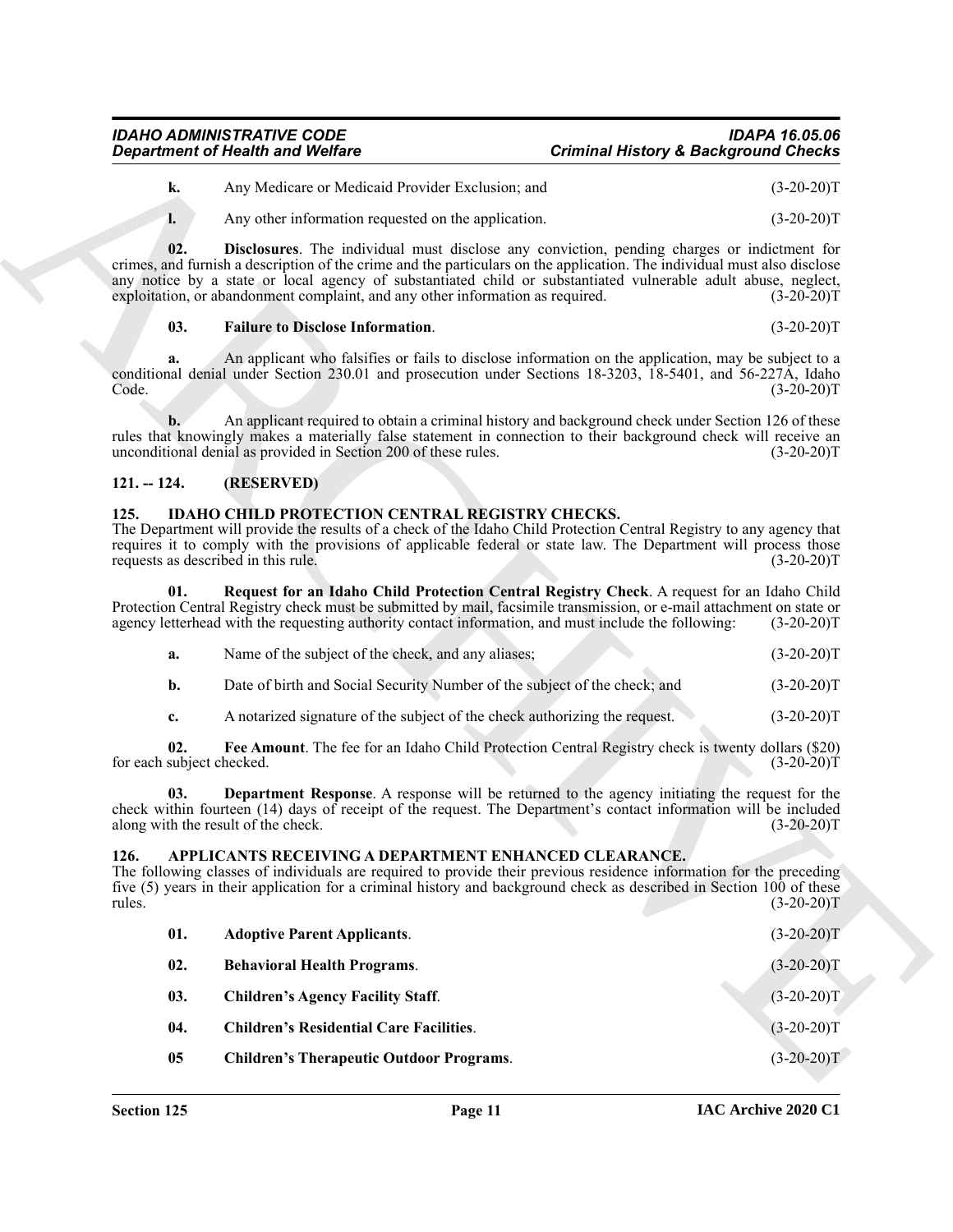**k.** Any Medicare or Medicaid Provider Exclusion; and (3-20-20)T

**l.** Any other information requested on the application. (3-20-20)T

**02. Disclosures**. The individual must disclose any conviction, pending charges or indictment for crimes, and furnish a description of the crime and the particulars on the application. The individual must also disclose any notice by a state or local agency of substantiated child or substantiated vulnerable adult abuse, neglect, exploitation, or abandonment complaint, and any other information as required. (3-20-20)T

**03. Failure to Disclose Information**. (3-20-20)T

**a.** An applicant who falsifies or fails to disclose information on the application, may be subject to a conditional denial under Section 230.01 and prosecution under Sections 18-3203, 18-5401, and 56-227A, Idaho Code. (3-20-20)T

**b.** An applicant required to obtain a criminal history and background check under Section 126 of these rules that knowingly makes a materially false statement in connection to their background check will receive an unconditional denial as provided in Section 200 of these rules. (3-20-20)T

## 121. -- 124. (RESERVED)

## 125. IDAHO CHILD PROTECTION CENTRAL REGISTRY CHECKS.

The Department will provide the results of a check of the Idaho Child Protection Central Registry to any agency that requires it to comply with the provisions of applicable federal or state law. The Department will process those requests as described in this rule. (3-20-20)T

**01. Request for an Idaho Child Protection Central Registry Check**. A request for an Idaho Child Protection Central Registry check must be submitted by mail, facsimile transmission, or e-mail attachment on state or agency letterhead with the requesting authority contact information, and must include the following: (3-20-20)T

**a.** Name of the subject of the check, and any aliases; (3-20-20)T

**b.** Date of birth and Social Security Number of the subject of the check; and (3-20-20)T

**c.** A notarized signature of the subject of the check authorizing the request. (3-20-20)T

**02. Fee Amount**. The fee for an Idaho Child Protection Central Registry check is twenty dollars ($20) for each subject checked. (3-20-20)T

**03. Department Response**. A response will be returned to the agency initiating the request for the check within fourteen (14) days of receipt of the request. The Department's contact information will be included along with the result of the check. (3-20-20)T

## 126. APPLICANTS RECEIVING A DEPARTMENT ENHANCED CLEARANCE.

The following classes of individuals are required to provide their previous residence information for the preceding five (5) years in their application for a criminal history and background check as described in Section 100 of these rules. (3-20-20)T

**01. Adoptive Parent Applicants**. (3-20-20)T

**02. Behavioral Health Programs**. (3-20-20)T

**03. Children's Agency Facility Staff**. (3-20-20)T

**04. Children's Residential Care Facilities**. (3-20-20)T

**05 Children's Therapeutic Outdoor Programs**. (3-20-20)T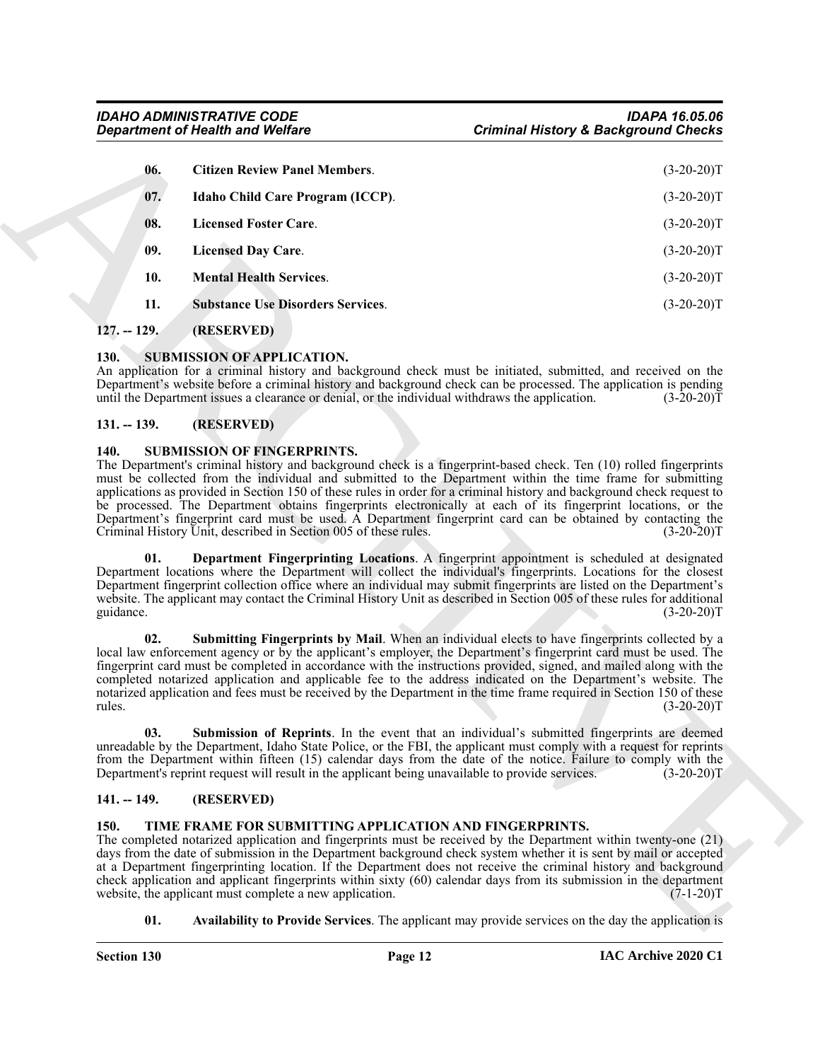**06. Citizen Review Panel Members**. (3-20-20)T

**07. Idaho Child Care Program (ICCP)**. (3-20-20)T

**08. Licensed Foster Care**. (3-20-20)T

**09. Licensed Day Care**. (3-20-20)T

**10. Mental Health Services**. (3-20-20)T

**11. Substance Use Disorders Services**. (3-20-20)T

## 127. -- 129. (RESERVED)

## 130. SUBMISSION OF APPLICATION.

An application for a criminal history and background check must be initiated, submitted, and received on the Department's website before a criminal history and background check can be processed. The application is pending until the Department issues a clearance or denial, or the individual withdraws the application. (3-20-20)T

## 131. -- 139. (RESERVED)

## 140. SUBMISSION OF FINGERPRINTS.

The Department's criminal history and background check is a fingerprint-based check. Ten (10) rolled fingerprints must be collected from the individual and submitted to the Department within the time frame for submitting applications as provided in Section 150 of these rules in order for a criminal history and background check request to be processed. The Department obtains fingerprints electronically at each of its fingerprint locations, or the Department's fingerprint card must be used. A Department fingerprint card can be obtained by contacting the Criminal History Unit, described in Section 005 of these rules. (3-20-20)T

**01. Department Fingerprinting Locations**. A fingerprint appointment is scheduled at designated Department locations where the Department will collect the individual's fingerprints. Locations for the closest Department fingerprint collection office where an individual may submit fingerprints are listed on the Department's website. The applicant may contact the Criminal History Unit as described in Section 005 of these rules for additional guidance. (3-20-20)T

**02. Submitting Fingerprints by Mail**. When an individual elects to have fingerprints collected by a local law enforcement agency or by the applicant's employer, the Department's fingerprint card must be used. The fingerprint card must be completed in accordance with the instructions provided, signed, and mailed along with the completed notarized application and applicable fee to the address indicated on the Department's website. The notarized application and fees must be received by the Department in the time frame required in Section 150 of these rules. (3-20-20)T

**03. Submission of Reprints**. In the event that an individual's submitted fingerprints are deemed unreadable by the Department, Idaho State Police, or the FBI, the applicant must comply with a request for reprints from the Department within fifteen (15) calendar days from the date of the notice. Failure to comply with the Department's reprint request will result in the applicant being unavailable to provide services. (3-20-20)T

## 141. -- 149. (RESERVED)

## 150. TIME FRAME FOR SUBMITTING APPLICATION AND FINGERPRINTS.

The completed notarized application and fingerprints must be received by the Department within twenty-one (21) days from the date of submission in the Department background check system whether it is sent by mail or accepted at a Department fingerprinting location. If the Department does not receive the criminal history and background check application and applicant fingerprints within sixty (60) calendar days from its submission in the department website, the applicant must complete a new application. (7-1-20)T

**01. Availability to Provide Services**. The applicant may provide services on the day the application is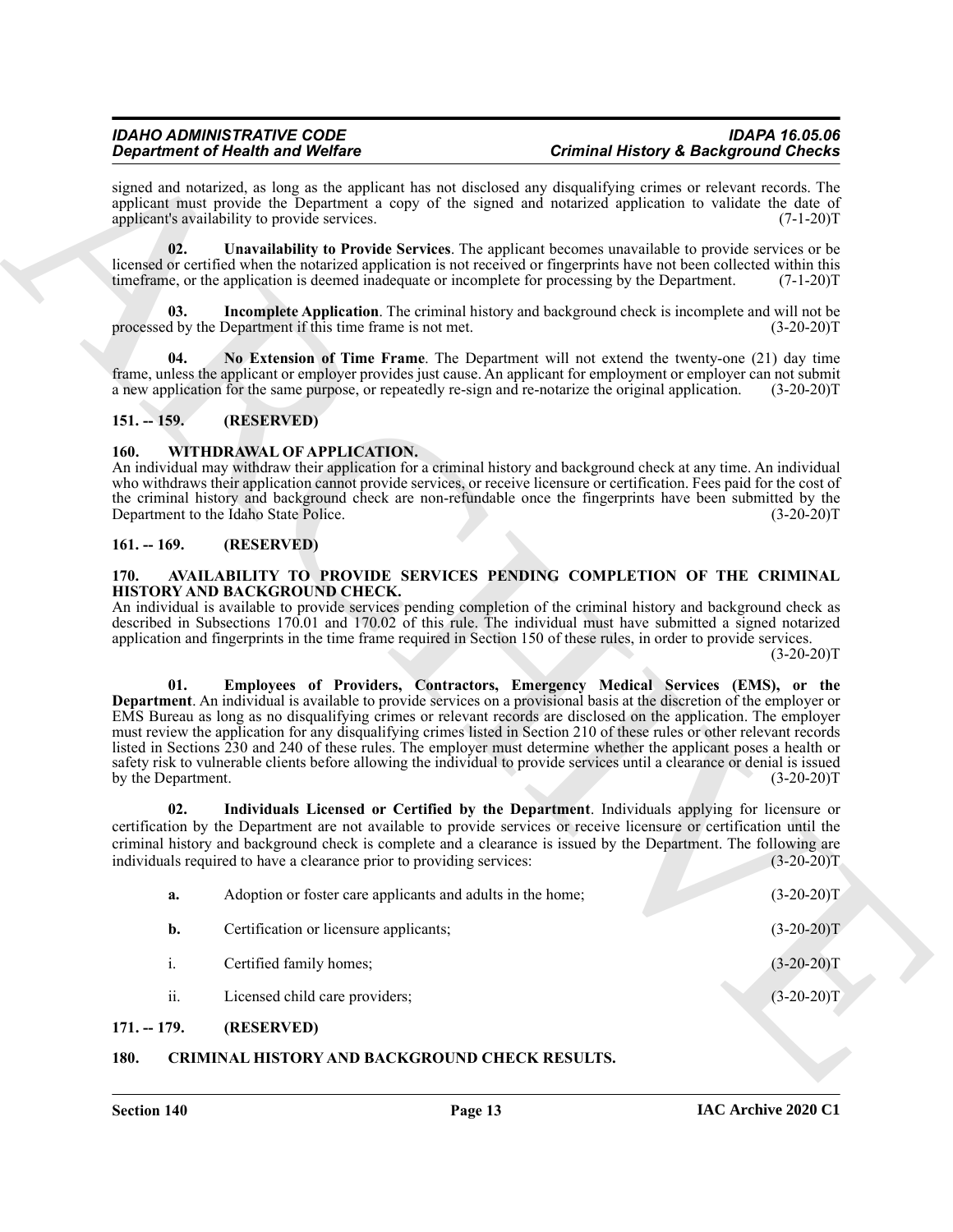signed and notarized, as long as the applicant has not disclosed any disqualifying crimes or relevant records. The applicant must provide the Department a copy of the signed and notarized application to validate the date of applicant's availability to provide services. (7-1-20)T

**02. Unavailability to Provide Services**. The applicant becomes unavailable to provide services or be licensed or certified when the notarized application is not received or fingerprints have not been collected within this timeframe, or the application is deemed inadequate or incomplete for processing by the Department. (7-1-20)T

**03. Incomplete Application**. The criminal history and background check is incomplete and will not be processed by the Department if this time frame is not met. (3-20-20)T

**04. No Extension of Time Frame**. The Department will not extend the twenty-one (21) day time frame, unless the applicant or employer provides just cause. An applicant for employment or employer can not submit a new application for the same purpose, or repeatedly re-sign and re-notarize the original application. (3-20-20)T

## 151. -- 159. (RESERVED)

## 160. WITHDRAWAL OF APPLICATION.

An individual may withdraw their application for a criminal history and background check at any time. An individual who withdraws their application cannot provide services, or receive licensure or certification. Fees paid for the cost of the criminal history and background check are non-refundable once the fingerprints have been submitted by the Department to the Idaho State Police. (3-20-20)T

## 161. -- 169. (RESERVED)

## 170. AVAILABILITY TO PROVIDE SERVICES PENDING COMPLETION OF THE CRIMINAL HISTORY AND BACKGROUND CHECK.

An individual is available to provide services pending completion of the criminal history and background check as described in Subsections 170.01 and 170.02 of this rule. The individual must have submitted a signed notarized application and fingerprints in the time frame required in Section 150 of these rules, in order to provide services. (3-20-20)T

**01. Employees of Providers, Contractors, Emergency Medical Services (EMS), or the Department**. An individual is available to provide services on a provisional basis at the discretion of the employer or EMS Bureau as long as no disqualifying crimes or relevant records are disclosed on the application. The employer must review the application for any disqualifying crimes listed in Section 210 of these rules or other relevant records listed in Sections 230 and 240 of these rules. The employer must determine whether the applicant poses a health or safety risk to vulnerable clients before allowing the individual to provide services until a clearance or denial is issued by the Department. (3-20-20)T

**02. Individuals Licensed or Certified by the Department**. Individuals applying for licensure or certification by the Department are not available to provide services or receive licensure or certification until the criminal history and background check is complete and a clearance is issued by the Department. The following are individuals required to have a clearance prior to providing services: (3-20-20)T

**a.** Adoption or foster care applicants and adults in the home; (3-20-20)T

**b.** Certification or licensure applicants; (3-20-20)T

i. Certified family homes; (3-20-20)T

ii. Licensed child care providers; (3-20-20)T

## 171. -- 179. (RESERVED)

## 180. CRIMINAL HISTORY AND BACKGROUND CHECK RESULTS.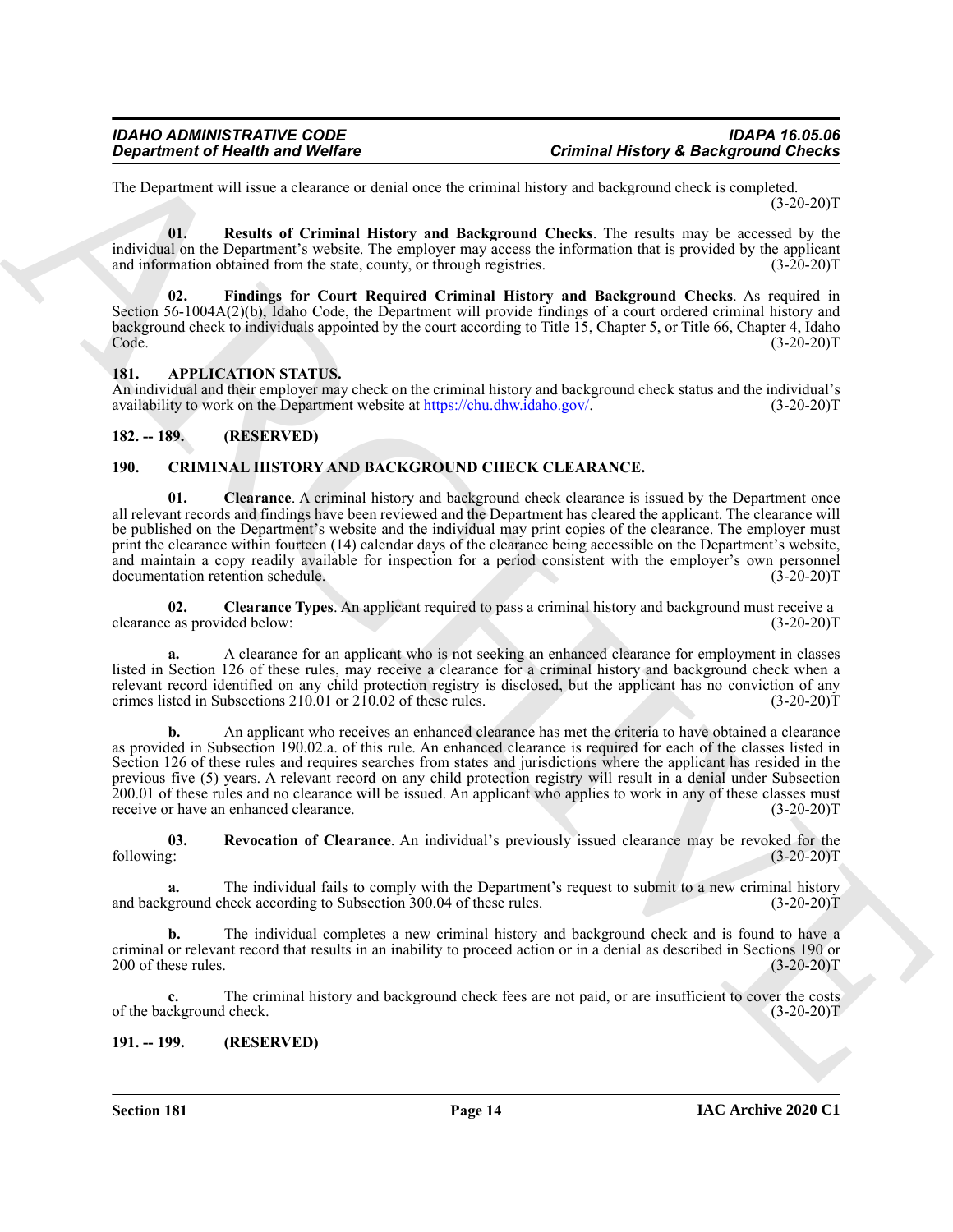The Department will issue a clearance or denial once the criminal history and background check is completed. (3-20-20)T

**01. Results of Criminal History and Background Checks**. The results may be accessed by the individual on the Department's website. The employer may access the information that is provided by the applicant and information obtained from the state, county, or through registries. (3-20-20)T

**02. Findings for Court Required Criminal History and Background Checks**. As required in Section 56-1004A(2)(b), Idaho Code, the Department will provide findings of a court ordered criminal history and background check to individuals appointed by the court according to Title 15, Chapter 5, or Title 66, Chapter 4, Idaho Code. (3-20-20)T

## 181. APPLICATION STATUS.

An individual and their employer may check on the criminal history and background check status and the individual's availability to work on the Department website at https://chu.dhw.idaho.gov/. (3-20-20)T

## 182. -- 189. (RESERVED)

## 190. CRIMINAL HISTORY AND BACKGROUND CHECK CLEARANCE.

**01. Clearance**. A criminal history and background check clearance is issued by the Department once all relevant records and findings have been reviewed and the Department has cleared the applicant. The clearance will be published on the Department's website and the individual may print copies of the clearance. The employer must print the clearance within fourteen (14) calendar days of the clearance being accessible on the Department's website, and maintain a copy readily available for inspection for a period consistent with the employer's own personnel documentation retention schedule. (3-20-20)T

**02. Clearance Types**. An applicant required to pass a criminal history and background must receive a clearance as provided below: (3-20-20)T

**a.** A clearance for an applicant who is not seeking an enhanced clearance for employment in classes listed in Section 126 of these rules, may receive a clearance for a criminal history and background check when a relevant record identified on any child protection registry is disclosed, but the applicant has no conviction of any crimes listed in Subsections 210.01 or 210.02 of these rules. (3-20-20)T

**b.** An applicant who receives an enhanced clearance has met the criteria to have obtained a clearance as provided in Subsection 190.02.a. of this rule. An enhanced clearance is required for each of the classes listed in Section 126 of these rules and requires searches from states and jurisdictions where the applicant has resided in the previous five (5) years. A relevant record on any child protection registry will result in a denial under Subsection 200.01 of these rules and no clearance will be issued. An applicant who applies to work in any of these classes must receive or have an enhanced clearance. (3-20-20)T

**03. Revocation of Clearance**. An individual's previously issued clearance may be revoked for the following: (3-20-20)T

**a.** The individual fails to comply with the Department's request to submit to a new criminal history and background check according to Subsection 300.04 of these rules. (3-20-20)T

**b.** The individual completes a new criminal history and background check and is found to have a criminal or relevant record that results in an inability to proceed action or in a denial as described in Sections 190 or 200 of these rules. (3-20-20)T

**c.** The criminal history and background check fees are not paid, or are insufficient to cover the costs of the background check. (3-20-20)T

## 191. -- 199. (RESERVED)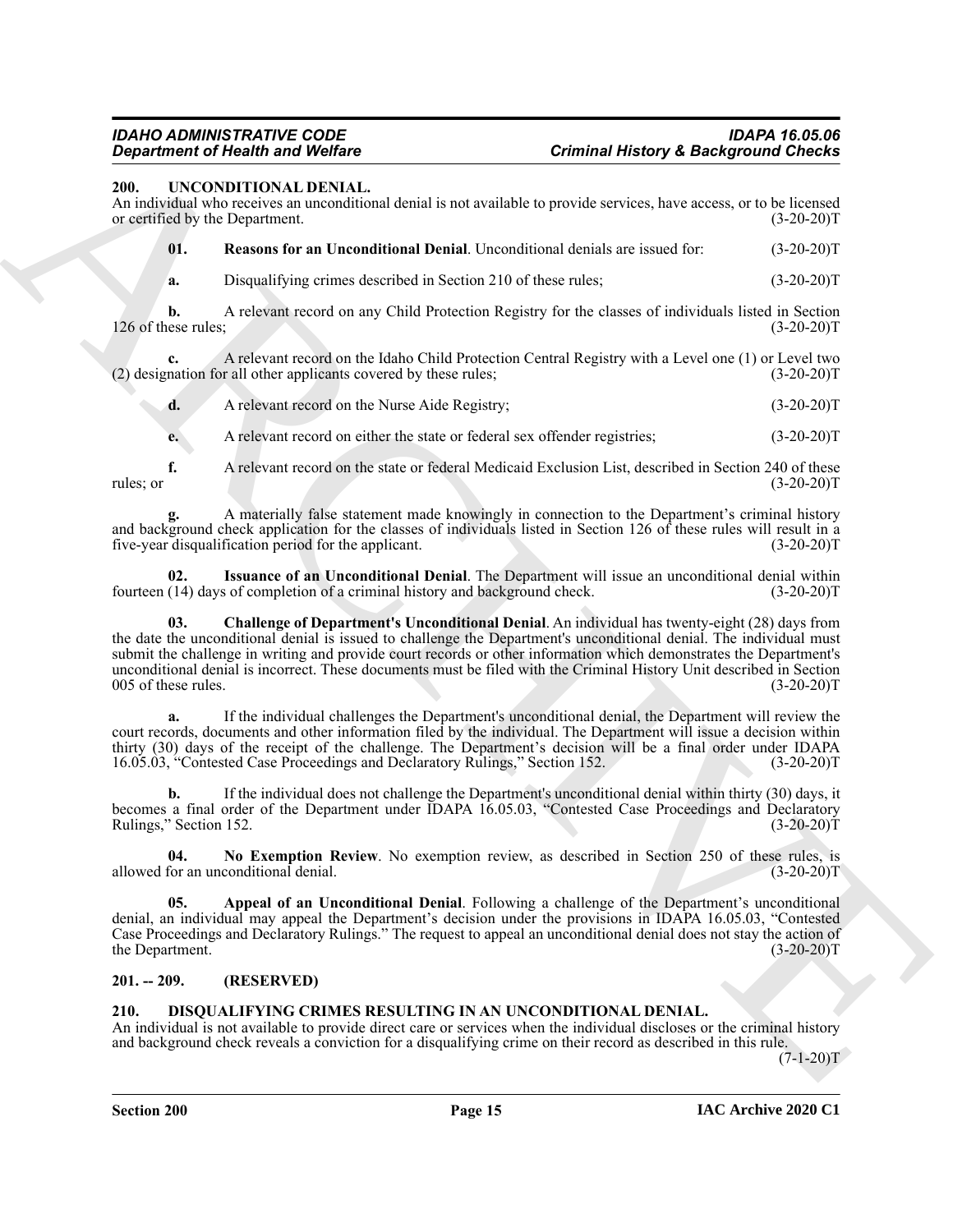## 200. UNCONDITIONAL DENIAL.

An individual who receives an unconditional denial is not available to provide services, have access, or to be licensed or certified by the Department. (3-20-20)T

**01. Reasons for an Unconditional Denial**. Unconditional denials are issued for: (3-20-20)T

a. Disqualifying crimes described in Section 210 of these rules; (3-20-20)T

b. A relevant record on any Child Protection Registry for the classes of individuals listed in Section 126 of these rules; (3-20-20)T

c. A relevant record on the Idaho Child Protection Central Registry with a Level one (1) or Level two (2) designation for all other applicants covered by these rules; (3-20-20)T

d. A relevant record on the Nurse Aide Registry; (3-20-20)T

e. A relevant record on either the state or federal sex offender registries; (3-20-20)T

f. A relevant record on the state or federal Medicaid Exclusion List, described in Section 240 of these rules; or (3-20-20)T

g. A materially false statement made knowingly in connection to the Department's criminal history and background check application for the classes of individuals listed in Section 126 of these rules will result in a five-year disqualification period for the applicant. (3-20-20)T

**02. Issuance of an Unconditional Denial**. The Department will issue an unconditional denial within fourteen (14) days of completion of a criminal history and background check. (3-20-20)T

**03. Challenge of Department's Unconditional Denial**. An individual has twenty-eight (28) days from the date the unconditional denial is issued to challenge the Department's unconditional denial. The individual must submit the challenge in writing and provide court records or other information which demonstrates the Department's unconditional denial is incorrect. These documents must be filed with the Criminal History Unit described in Section 005 of these rules. (3-20-20)T

a. If the individual challenges the Department's unconditional denial, the Department will review the court records, documents and other information filed by the individual. The Department will issue a decision within thirty (30) days of the receipt of the challenge. The Department's decision will be a final order under IDAPA 16.05.03, "Contested Case Proceedings and Declaratory Rulings," Section 152. (3-20-20)T

b. If the individual does not challenge the Department's unconditional denial within thirty (30) days, it becomes a final order of the Department under IDAPA 16.05.03, "Contested Case Proceedings and Declaratory Rulings," Section 152. (3-20-20)T

**04. No Exemption Review**. No exemption review, as described in Section 250 of these rules, is allowed for an unconditional denial. (3-20-20)T

**05. Appeal of an Unconditional Denial**. Following a challenge of the Department's unconditional denial, an individual may appeal the Department's decision under the provisions in IDAPA 16.05.03, "Contested Case Proceedings and Declaratory Rulings." The request to appeal an unconditional denial does not stay the action of the Department. (3-20-20)T

## 201. -- 209. (RESERVED)

## 210. DISQUALIFYING CRIMES RESULTING IN AN UNCONDITIONAL DENIAL.

An individual is not available to provide direct care or services when the individual discloses or the criminal history and background check reveals a conviction for a disqualifying crime on their record as described in this rule. (7-1-20)T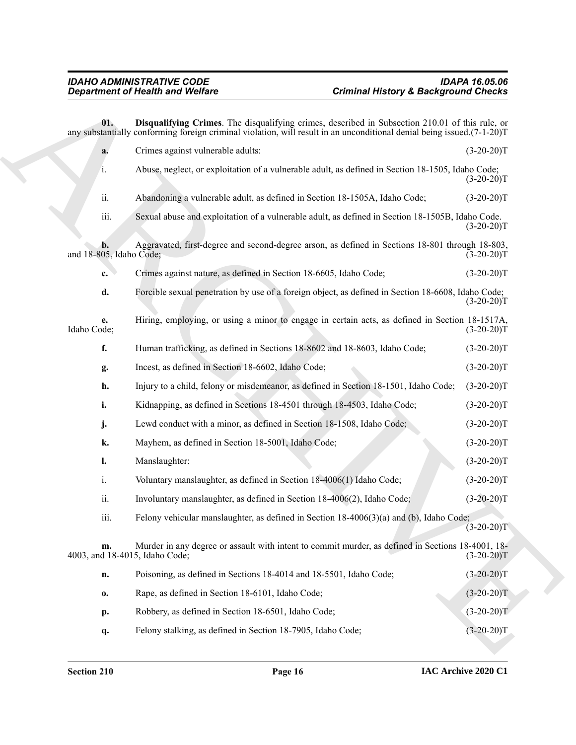**01. Disqualifying Crimes**. The disqualifying crimes, described in Subsection 210.01 of this rule, or any substantially conforming foreign criminal violation, will result in an unconditional denial being issued. (7-1-20)T

**a.** Crimes against vulnerable adults: (3-20-20)T

i. Abuse, neglect, or exploitation of a vulnerable adult, as defined in Section 18-1505, Idaho Code; (3-20-20)T

ii. Abandoning a vulnerable adult, as defined in Section 18-1505A, Idaho Code; (3-20-20)T

iii. Sexual abuse and exploitation of a vulnerable adult, as defined in Section 18-1505B, Idaho Code. (3-20-20)T

**b.** Aggravated, first-degree and second-degree arson, as defined in Sections 18-801 through 18-803, and 18-805, Idaho Code; (3-20-20)T

**c.** Crimes against nature, as defined in Section 18-6605, Idaho Code; (3-20-20)T

**d.** Forcible sexual penetration by use of a foreign object, as defined in Section 18-6608, Idaho Code; (3-20-20)T

**e.** Hiring, employing, or using a minor to engage in certain acts, as defined in Section 18-1517A, Idaho Code; (3-20-20)T

**f.** Human trafficking, as defined in Sections 18-8602 and 18-8603, Idaho Code; (3-20-20)T

**g.** Incest, as defined in Section 18-6602, Idaho Code; (3-20-20)T

**h.** Injury to a child, felony or misdemeanor, as defined in Section 18-1501, Idaho Code; (3-20-20)T

**i.** Kidnapping, as defined in Sections 18-4501 through 18-4503, Idaho Code; (3-20-20)T

**j.** Lewd conduct with a minor, as defined in Section 18-1508, Idaho Code; (3-20-20)T

**k.** Mayhem, as defined in Section 18-5001, Idaho Code; (3-20-20)T

**l.** Manslaughter: (3-20-20)T

i. Voluntary manslaughter, as defined in Section 18-4006(1) Idaho Code; (3-20-20)T

ii. Involuntary manslaughter, as defined in Section 18-4006(2), Idaho Code; (3-20-20)T

iii. Felony vehicular manslaughter, as defined in Section 18-4006(3)(a) and (b), Idaho Code; (3-20-20)T

**m.** Murder in any degree or assault with intent to commit murder, as defined in Sections 18-4001, 18-4003, and 18-4015, Idaho Code; (3-20-20)T

**n.** Poisoning, as defined in Sections 18-4014 and 18-5501, Idaho Code; (3-20-20)T

**o.** Rape, as defined in Section 18-6101, Idaho Code; (3-20-20)T

**p.** Robbery, as defined in Section 18-6501, Idaho Code; (3-20-20)T

**q.** Felony stalking, as defined in Section 18-7905, Idaho Code; (3-20-20)T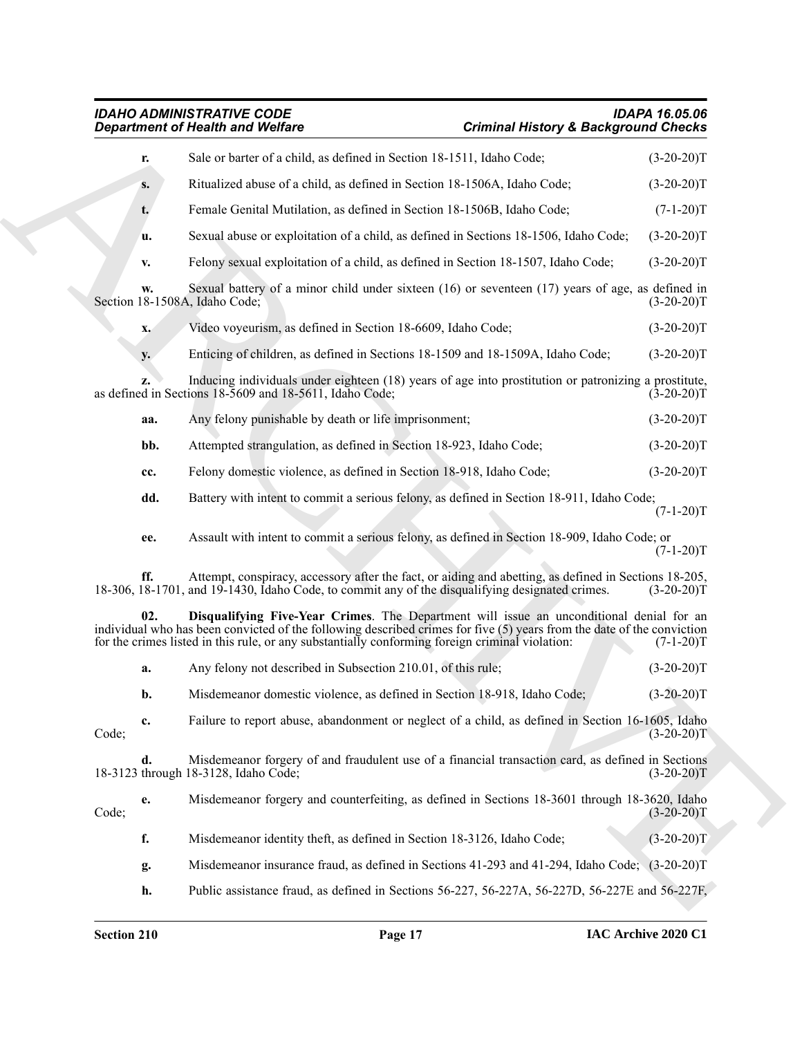**r.** Sale or barter of a child, as defined in Section 18-1511, Idaho Code; (3-20-20)T

**s.** Ritualized abuse of a child, as defined in Section 18-1506A, Idaho Code; (3-20-20)T

**t.** Female Genital Mutilation, as defined in Section 18-1506B, Idaho Code; (7-1-20)T

**u.** Sexual abuse or exploitation of a child, as defined in Sections 18-1506, Idaho Code; (3-20-20)T

**v.** Felony sexual exploitation of a child, as defined in Section 18-1507, Idaho Code; (3-20-20)T

**w.** Sexual battery of a minor child under sixteen (16) or seventeen (17) years of age, as defined in Section 18-1508A, Idaho Code; (3-20-20)T

**x.** Video voyeurism, as defined in Section 18-6609, Idaho Code; (3-20-20)T

**y.** Enticing of children, as defined in Sections 18-1509 and 18-1509A, Idaho Code; (3-20-20)T

**z.** Inducing individuals under eighteen (18) years of age into prostitution or patronizing a prostitute, as defined in Sections 18-5609 and 18-5611, Idaho Code; (3-20-20)T

**aa.** Any felony punishable by death or life imprisonment; (3-20-20)T

**bb.** Attempted strangulation, as defined in Section 18-923, Idaho Code; (3-20-20)T

**cc.** Felony domestic violence, as defined in Section 18-918, Idaho Code; (3-20-20)T

**dd.** Battery with intent to commit a serious felony, as defined in Section 18-911, Idaho Code; (7-1-20)T

**ee.** Assault with intent to commit a serious felony, as defined in Section 18-909, Idaho Code; or (7-1-20)T

**ff.** Attempt, conspiracy, accessory after the fact, or aiding and abetting, as defined in Sections 18-205, 18-306, 18-1701, and 19-1430, Idaho Code, to commit any of the disqualifying designated crimes. (3-20-20)T

**02. Disqualifying Five-Year Crimes**. The Department will issue an unconditional denial for an individual who has been convicted of the following described crimes for five (5) years from the date of the conviction for the crimes listed in this rule, or any substantially conforming foreign criminal violation: (7-1-20)T

**a.** Any felony not described in Subsection 210.01, of this rule; (3-20-20)T

**b.** Misdemeanor domestic violence, as defined in Section 18-918, Idaho Code; (3-20-20)T

**c.** Failure to report abuse, abandonment or neglect of a child, as defined in Section 16-1605, Idaho Code; (3-20-20)T

**d.** Misdemeanor forgery of and fraudulent use of a financial transaction card, as defined in Sections 18-3123 through 18-3128, Idaho Code; (3-20-20)T

**e.** Misdemeanor forgery and counterfeiting, as defined in Sections 18-3601 through 18-3620, Idaho Code; (3-20-20)T

**f.** Misdemeanor identity theft, as defined in Section 18-3126, Idaho Code; (3-20-20)T

**g.** Misdemeanor insurance fraud, as defined in Sections 41-293 and 41-294, Idaho Code; (3-20-20)T

**h.** Public assistance fraud, as defined in Sections 56-227, 56-227A, 56-227D, 56-227E and 56-227F,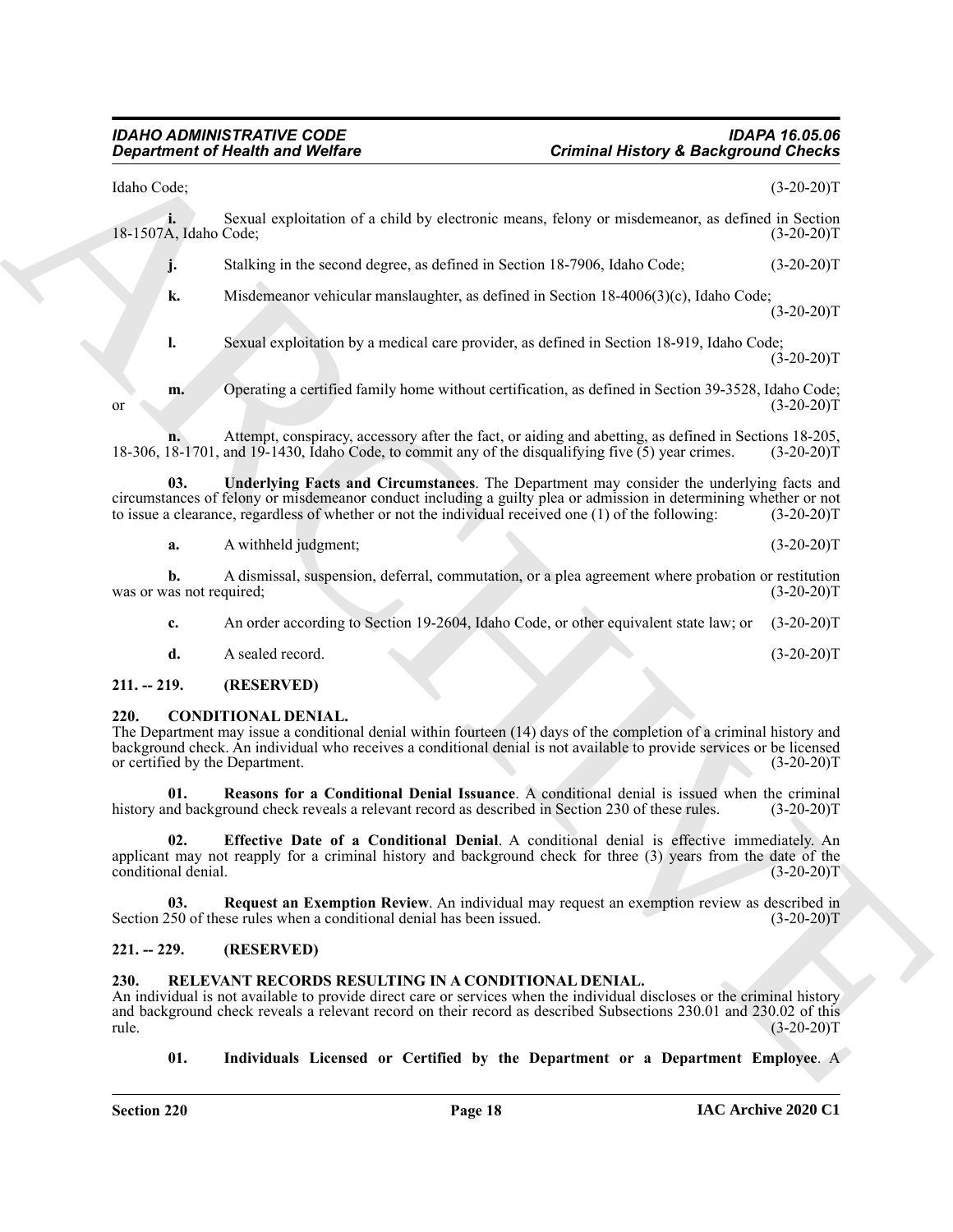Idaho Code; (3-20-20)T

**i.** Sexual exploitation of a child by electronic means, felony or misdemeanor, as defined in Section 18-1507A, Idaho Code; (3-20-20)T

**j.** Stalking in the second degree, as defined in Section 18-7906, Idaho Code; (3-20-20)T

**k.** Misdemeanor vehicular manslaughter, as defined in Section 18-4006(3)(c), Idaho Code; (3-20-20)T

**l.** Sexual exploitation by a medical care provider, as defined in Section 18-919, Idaho Code; (3-20-20)T

**m.** Operating a certified family home without certification, as defined in Section 39-3528, Idaho Code; or (3-20-20)T

**n.** Attempt, conspiracy, accessory after the fact, or aiding and abetting, as defined in Sections 18-205, 18-306, 18-1701, and 19-1430, Idaho Code, to commit any of the disqualifying five (5) year crimes. (3-20-20)T

**03. Underlying Facts and Circumstances**. The Department may consider the underlying facts and circumstances of felony or misdemeanor conduct including a guilty plea or admission in determining whether or not to issue a clearance, regardless of whether or not the individual received one (1) of the following: (3-20-20)T

**a.** A withheld judgment; (3-20-20)T

**b.** A dismissal, suspension, deferral, commutation, or a plea agreement where probation or restitution was or was not required; (3-20-20)T

**c.** An order according to Section 19-2604, Idaho Code, or other equivalent state law; or (3-20-20)T

**d.** A sealed record. (3-20-20)T

## 211. -- 219. (RESERVED)

## 220. CONDITIONAL DENIAL.

The Department may issue a conditional denial within fourteen (14) days of the completion of a criminal history and background check. An individual who receives a conditional denial is not available to provide services or be licensed or certified by the Department. (3-20-20)T

**01. Reasons for a Conditional Denial Issuance**. A conditional denial is issued when the criminal history and background check reveals a relevant record as described in Section 230 of these rules. (3-20-20)T

**02. Effective Date of a Conditional Denial**. A conditional denial is effective immediately. An applicant may not reapply for a criminal history and background check for three (3) years from the date of the conditional denial. (3-20-20)T

**03. Request an Exemption Review**. An individual may request an exemption review as described in Section 250 of these rules when a conditional denial has been issued. (3-20-20)T

## 221. -- 229. (RESERVED)

## 230. RELEVANT RECORDS RESULTING IN A CONDITIONAL DENIAL.

An individual is not available to provide direct care or services when the individual discloses or the criminal history and background check reveals a relevant record on their record as described Subsections 230.01 and 230.02 of this rule. (3-20-20)T

**01. Individuals Licensed or Certified by the Department or a Department Employee**. A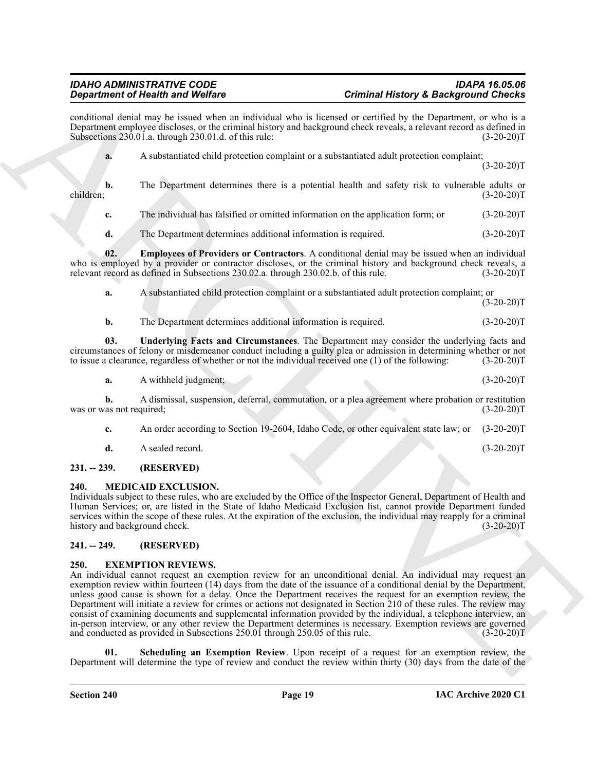conditional denial may be issued when an individual who is licensed or certified by the Department, or who is a Department employee discloses, or the criminal history and background check reveals, a relevant record as defined in Subsections 230.01.a. through 230.01.d. of this rule: (3-20-20)T

**a.** A substantiated child protection complaint or a substantiated adult protection complaint; (3-20-20)T

**b.** The Department determines there is a potential health and safety risk to vulnerable adults or children; (3-20-20)T

**c.** The individual has falsified or omitted information on the application form; or (3-20-20)T

**d.** The Department determines additional information is required. (3-20-20)T

**02. Employees of Providers or Contractors**. A conditional denial may be issued when an individual who is employed by a provider or contractor discloses, or the criminal history and background check reveals, a relevant record as defined in Subsections 230.02.a. through 230.02.b. of this rule. (3-20-20)T

**a.** A substantiated child protection complaint or a substantiated adult protection complaint; or (3-20-20)T

**b.** The Department determines additional information is required. (3-20-20)T

**03. Underlying Facts and Circumstances**. The Department may consider the underlying facts and circumstances of felony or misdemeanor conduct including a guilty plea or admission in determining whether or not to issue a clearance, regardless of whether or not the individual received one (1) of the following: (3-20-20)T

**a.** A withheld judgment; (3-20-20)T

**b.** A dismissal, suspension, deferral, commutation, or a plea agreement where probation or restitution was or was not required; (3-20-20)T

**c.** An order according to Section 19-2604, Idaho Code, or other equivalent state law; or (3-20-20)T

**d.** A sealed record. (3-20-20)T

## 231. -- 239. (RESERVED)

## 240. MEDICAID EXCLUSION.

Individuals subject to these rules, who are excluded by the Office of the Inspector General, Department of Health and Human Services; or, are listed in the State of Idaho Medicaid Exclusion list, cannot provide Department funded services within the scope of these rules. At the expiration of the exclusion, the individual may reapply for a criminal history and background check. (3-20-20)T

## 241. -- 249. (RESERVED)

## 250. EXEMPTION REVIEWS.

An individual cannot request an exemption review for an unconditional denial. An individual may request an exemption review within fourteen (14) days from the date of the issuance of a conditional denial by the Department, unless good cause is shown for a delay. Once the Department receives the request for an exemption review, the Department will initiate a review for crimes or actions not designated in Section 210 of these rules. The review may consist of examining documents and supplemental information provided by the individual, a telephone interview, an in-person interview, or any other review the Department determines is necessary. Exemption reviews are governed and conducted as provided in Subsections 250.01 through 250.05 of this rule. (3-20-20)T

**01. Scheduling an Exemption Review**. Upon receipt of a request for an exemption review, the Department will determine the type of review and conduct the review within thirty (30) days from the date of the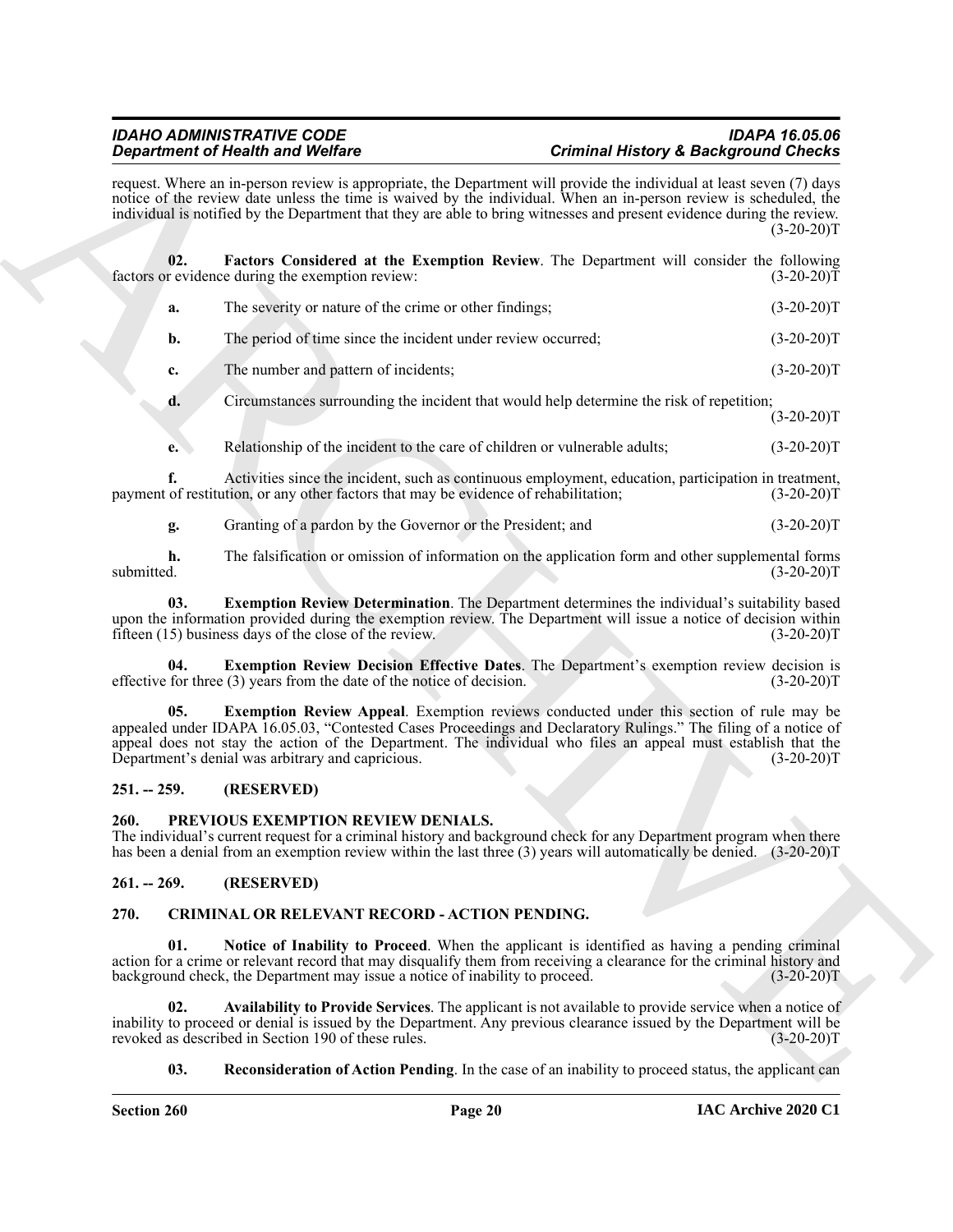request. Where an in-person review is appropriate, the Department will provide the individual at least seven (7) days notice of the review date unless the time is waived by the individual. When an in-person review is scheduled, the individual is notified by the Department that they are able to bring witnesses and present evidence during the review. (3-20-20)T

**02. Factors Considered at the Exemption Review**. The Department will consider the following factors or evidence during the exemption review: (3-20-20)T

**a.** The severity or nature of the crime or other findings; (3-20-20)T

**b.** The period of time since the incident under review occurred; (3-20-20)T

**c.** The number and pattern of incidents; (3-20-20)T

**d.** Circumstances surrounding the incident that would help determine the risk of repetition; (3-20-20)T

**e.** Relationship of the incident to the care of children or vulnerable adults; (3-20-20)T

**f.** Activities since the incident, such as continuous employment, education, participation in treatment, payment of restitution, or any other factors that may be evidence of rehabilitation; (3-20-20)T

**g.** Granting of a pardon by the Governor or the President; and (3-20-20)T

**h.** The falsification or omission of information on the application form and other supplemental forms submitted. (3-20-20)T

**03. Exemption Review Determination**. The Department determines the individual's suitability based upon the information provided during the exemption review. The Department will issue a notice of decision within fifteen (15) business days of the close of the review. (3-20-20)T

**04. Exemption Review Decision Effective Dates**. The Department's exemption review decision is effective for three (3) years from the date of the notice of decision. (3-20-20)T

**05. Exemption Review Appeal**. Exemption reviews conducted under this section of rule may be appealed under IDAPA 16.05.03, "Contested Cases Proceedings and Declaratory Rulings." The filing of a notice of appeal does not stay the action of the Department. The individual who files an appeal must establish that the Department's denial was arbitrary and capricious. (3-20-20)T

## 251. -- 259. (RESERVED)

## 260. PREVIOUS EXEMPTION REVIEW DENIALS.

The individual's current request for a criminal history and background check for any Department program when there has been a denial from an exemption review within the last three (3) years will automatically be denied. (3-20-20)T

## 261. -- 269. (RESERVED)

## 270. CRIMINAL OR RELEVANT RECORD - ACTION PENDING.

**01. Notice of Inability to Proceed**. When the applicant is identified as having a pending criminal action for a crime or relevant record that may disqualify them from receiving a clearance for the criminal history and background check, the Department may issue a notice of inability to proceed. (3-20-20)T

**02. Availability to Provide Services**. The applicant is not available to provide service when a notice of inability to proceed or denial is issued by the Department. Any previous clearance issued by the Department will be revoked as described in Section 190 of these rules. (3-20-20)T

**03. Reconsideration of Action Pending**. In the case of an inability to proceed status, the applicant can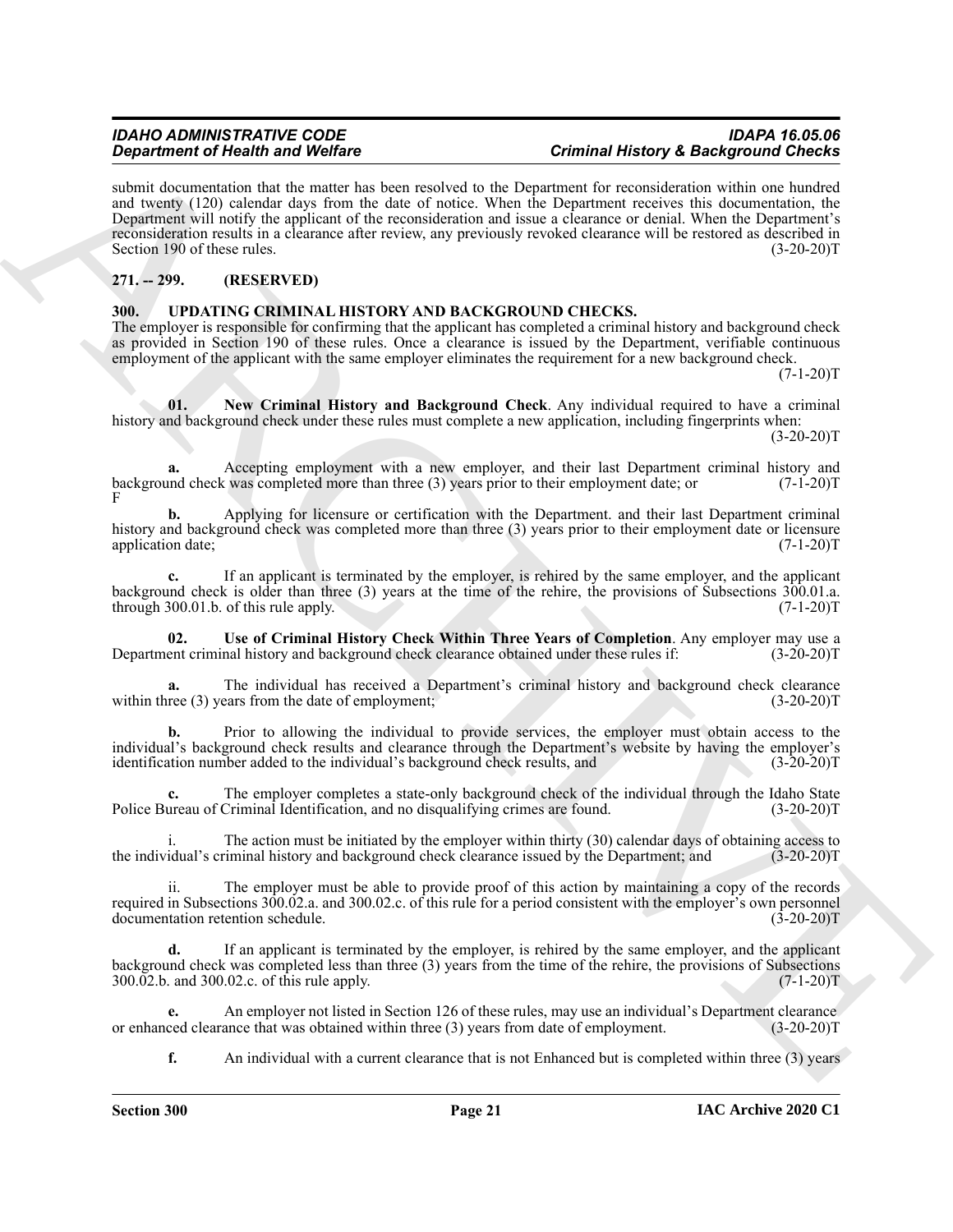submit documentation that the matter has been resolved to the Department for reconsideration within one hundred and twenty (120) calendar days from the date of notice. When the Department receives this documentation, the Department will notify the applicant of the reconsideration and issue a clearance or denial. When the Department's reconsideration results in a clearance after review, any previously revoked clearance will be restored as described in Section 190 of these rules. (3-20-20)T

## 271. -- 299. (RESERVED)

## 300. UPDATING CRIMINAL HISTORY AND BACKGROUND CHECKS.

The employer is responsible for confirming that the applicant has completed a criminal history and background check as provided in Section 190 of these rules. Once a clearance is issued by the Department, verifiable continuous employment of the applicant with the same employer eliminates the requirement for a new background check. (7-1-20)T

**01. New Criminal History and Background Check**. Any individual required to have a criminal history and background check under these rules must complete a new application, including fingerprints when: (3-20-20)T

**a.** Accepting employment with a new employer, and their last Department criminal history and background check was completed more than three (3) years prior to their employment date; or (7-1-20)T
F

**b.** Applying for licensure or certification with the Department. and their last Department criminal history and background check was completed more than three (3) years prior to their employment date or licensure application date; (7-1-20)T

**c.** If an applicant is terminated by the employer, is rehired by the same employer, and the applicant background check is older than three (3) years at the time of the rehire, the provisions of Subsections 300.01.a. through 300.01.b. of this rule apply. (7-1-20)T

**02. Use of Criminal History Check Within Three Years of Completion**. Any employer may use a Department criminal history and background check clearance obtained under these rules if: (3-20-20)T

**a.** The individual has received a Department's criminal history and background check clearance within three (3) years from the date of employment; (3-20-20)T

**b.** Prior to allowing the individual to provide services, the employer must obtain access to the individual's background check results and clearance through the Department's website by having the employer's identification number added to the individual's background check results, and (3-20-20)T

**c.** The employer completes a state-only background check of the individual through the Idaho State Police Bureau of Criminal Identification, and no disqualifying crimes are found. (3-20-20)T

i. The action must be initiated by the employer within thirty (30) calendar days of obtaining access to the individual's criminal history and background check clearance issued by the Department; and (3-20-20)T

ii. The employer must be able to provide proof of this action by maintaining a copy of the records required in Subsections 300.02.a. and 300.02.c. of this rule for a period consistent with the employer's own personnel documentation retention schedule. (3-20-20)T

**d.** If an applicant is terminated by the employer, is rehired by the same employer, and the applicant background check was completed less than three (3) years from the time of the rehire, the provisions of Subsections 300.02.b. and 300.02.c. of this rule apply. (7-1-20)T

**e.** An employer not listed in Section 126 of these rules, may use an individual's Department clearance or enhanced clearance that was obtained within three (3) years from date of employment. (3-20-20)T

**f.** An individual with a current clearance that is not Enhanced but is completed within three (3) years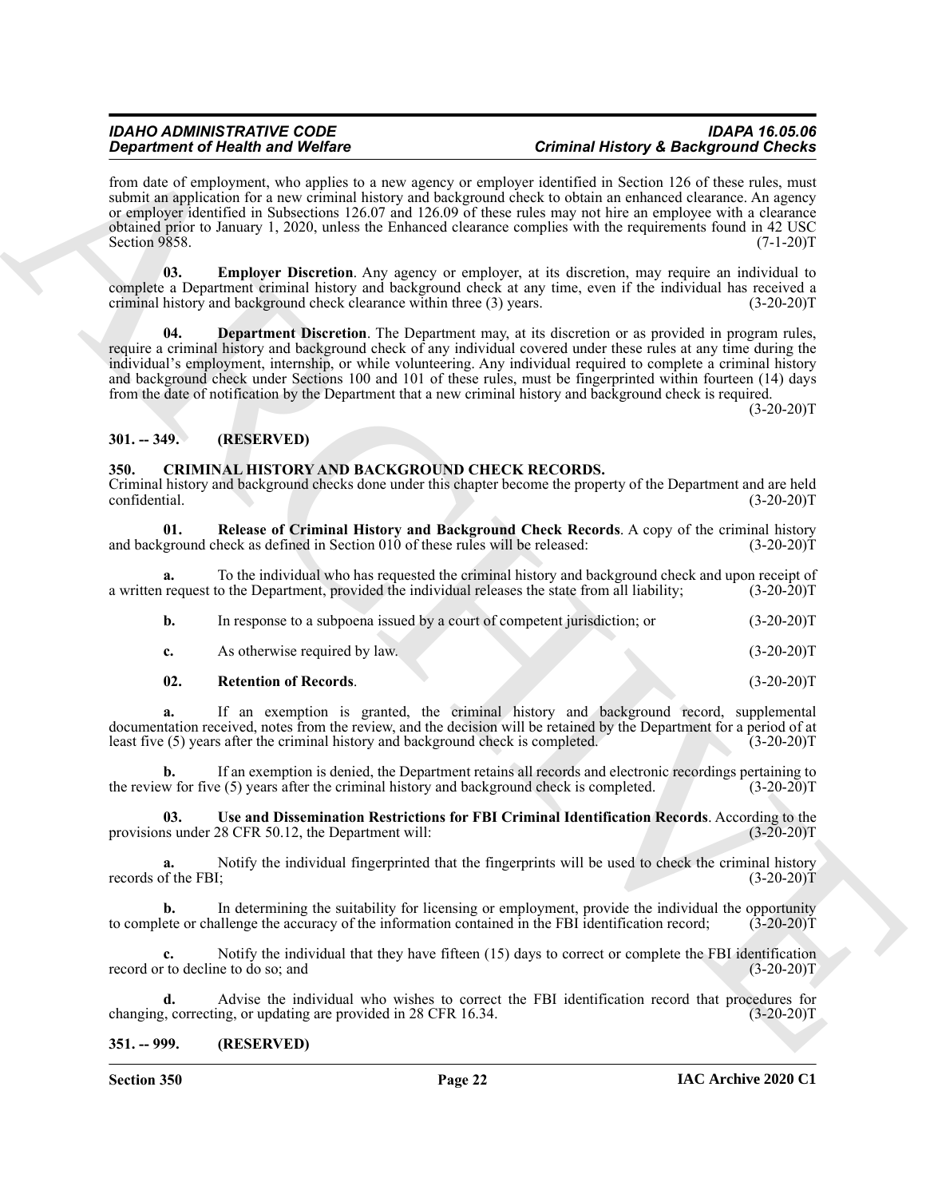from date of employment, who applies to a new agency or employer identified in Section 126 of these rules, must submit an application for a new criminal history and background check to obtain an enhanced clearance. An agency or employer identified in Subsections 126.07 and 126.09 of these rules may not hire an employee with a clearance obtained prior to January 1, 2020, unless the Enhanced clearance complies with the requirements found in 42 USC Section 9858. (7-1-20)T

**03. Employer Discretion**. Any agency or employer, at its discretion, may require an individual to complete a Department criminal history and background check at any time, even if the individual has received a criminal history and background check clearance within three (3) years. (3-20-20)T

**04. Department Discretion**. The Department may, at its discretion or as provided in program rules, require a criminal history and background check of any individual covered under these rules at any time during the individual's employment, internship, or while volunteering. Any individual required to complete a criminal history and background check under Sections 100 and 101 of these rules, must be fingerprinted within fourteen (14) days from the date of notification by the Department that a new criminal history and background check is required. (3-20-20)T

## 301. -- 349. (RESERVED)

## 350. CRIMINAL HISTORY AND BACKGROUND CHECK RECORDS.

Criminal history and background checks done under this chapter become the property of the Department and are held confidential. (3-20-20)T

**01. Release of Criminal History and Background Check Records**. A copy of the criminal history and background check as defined in Section 010 of these rules will be released: (3-20-20)T

**a.** To the individual who has requested the criminal history and background check and upon receipt of a written request to the Department, provided the individual releases the state from all liability; (3-20-20)T

**b.** In response to a subpoena issued by a court of competent jurisdiction; or (3-20-20)T

**c.** As otherwise required by law. (3-20-20)T

**02. Retention of Records**. (3-20-20)T

**a.** If an exemption is granted, the criminal history and background record, supplemental documentation received, notes from the review, and the decision will be retained by the Department for a period of at least five (5) years after the criminal history and background check is completed. (3-20-20)T

**b.** If an exemption is denied, the Department retains all records and electronic recordings pertaining to the review for five (5) years after the criminal history and background check is completed. (3-20-20)T

**03. Use and Dissemination Restrictions for FBI Criminal Identification Records**. According to the provisions under 28 CFR 50.12, the Department will: (3-20-20)T

**a.** Notify the individual fingerprinted that the fingerprints will be used to check the criminal history records of the FBI; (3-20-20)T

**b.** In determining the suitability for licensing or employment, provide the individual the opportunity to complete or challenge the accuracy of the information contained in the FBI identification record; (3-20-20)T

**c.** Notify the individual that they have fifteen (15) days to correct or complete the FBI identification record or to decline to do so; and (3-20-20)T

**d.** Advise the individual who wishes to correct the FBI identification record that procedures for changing, correcting, or updating are provided in 28 CFR 16.34. (3-20-20)T

## 351. -- 999. (RESERVED)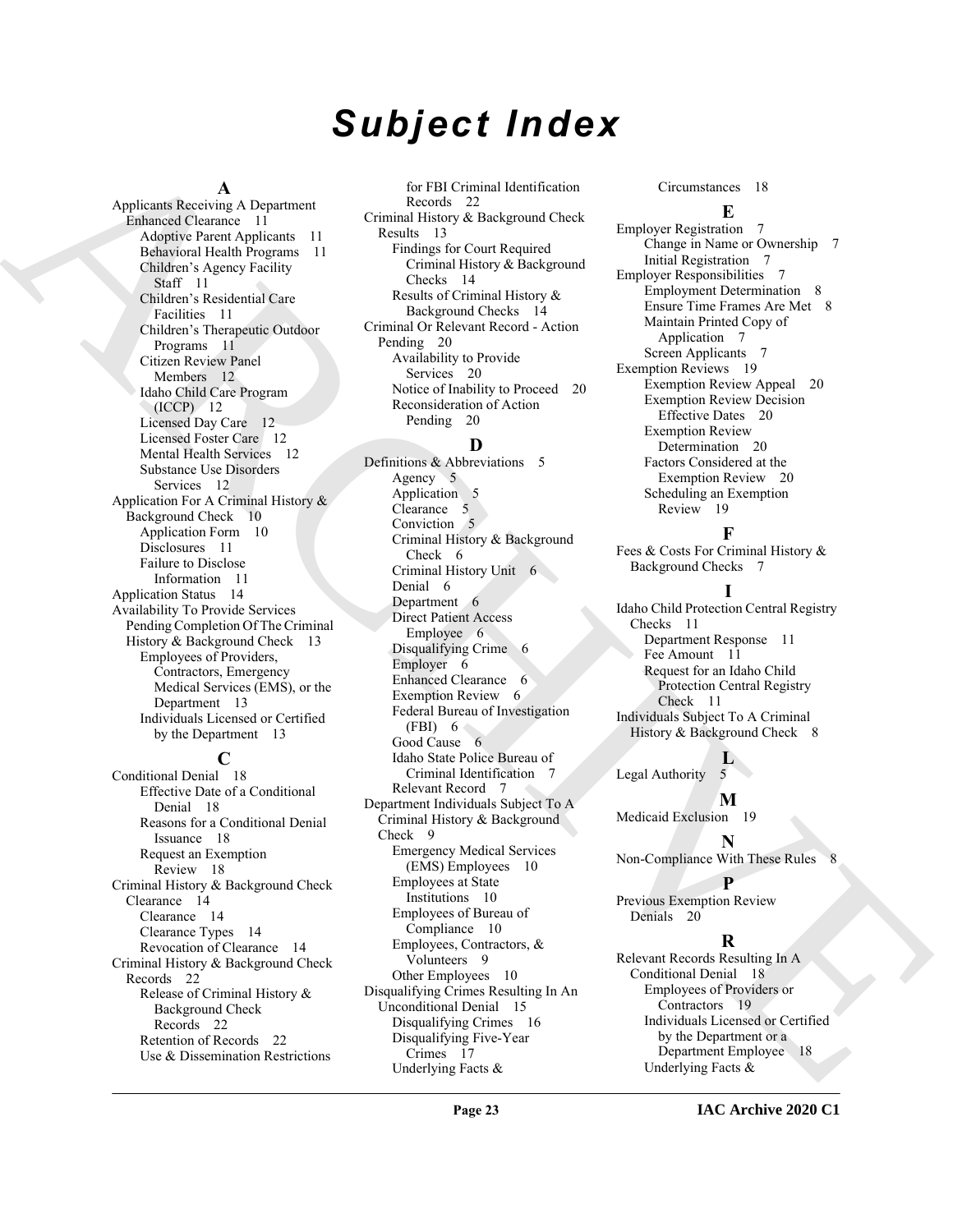# Subject Index

**A**

Applicants Receiving A Department Enhanced Clearance 11
- Adoptive Parent Applicants 11
- Behavioral Health Programs 11
- Children's Agency Facility Staff 11
- Children's Residential Care Facilities 11
- Children's Therapeutic Outdoor Programs 11
- Citizen Review Panel Members 12
- Idaho Child Care Program (ICCP) 12
- Licensed Day Care 12
- Licensed Foster Care 12
- Mental Health Services 12
- Substance Use Disorders Services 12

Application For A Criminal History & Background Check 10
- Application Form 10
- Disclosures 11
- Failure to Disclose Information 11

Application Status 14

Availability To Provide Services Pending Completion Of The Criminal History & Background Check 13
- Employees of Providers, Contractors, Emergency Medical Services (EMS), or the Department 13
- Individuals Licensed or Certified by the Department 13

**C**

Conditional Denial 18
- Effective Date of a Conditional Denial 18
- Reasons for a Conditional Denial Issuance 18
- Request an Exemption Review 18

Criminal History & Background Check Clearance 14
- Clearance 14
- Clearance Types 14
- Revocation of Clearance 14

Criminal History & Background Check Records 22
- Release of Criminal History & Background Check Records 22
- Retention of Records 22
- Use & Dissemination Restrictions for FBI Criminal Identification Records 22

Criminal History & Background Check Results 13
- Findings for Court Required Criminal History & Background Checks 14
- Results of Criminal History & Background Checks 14

Criminal Or Relevant Record - Action Pending 20
- Availability to Provide Services 20
- Notice of Inability to Proceed 20
- Reconsideration of Action Pending 20

**D**

Definitions & Abbreviations 5
- Agency 5
- Application 5
- Clearance 5
- Conviction 5
- Criminal History & Background Check 6
- Criminal History Unit 6
- Denial 6
- Department 6
- Direct Patient Access Employee 6
- Disqualifying Crime 6
- Employer 6
- Enhanced Clearance 6
- Exemption Review 6
- Federal Bureau of Investigation (FBI) 6
- Good Cause 6
- Idaho State Police Bureau of Criminal Identification 7
- Relevant Record 7

Department Individuals Subject To A Criminal History & Background Check 9
- Emergency Medical Services (EMS) Employees 10
- Employees at State Institutions 10
- Employees of Bureau of Compliance 10
- Employees, Contractors, & Volunteers 9
- Other Employees 10

Disqualifying Crimes Resulting In An Unconditional Denial 15
- Disqualifying Crimes 16
- Disqualifying Five-Year Crimes 17
- Underlying Facts & Circumstances 18

**E**

Employer Registration 7
- Change in Name or Ownership 7
- Initial Registration 7

Employer Responsibilities 7
- Employment Determination 8
- Ensure Time Frames Are Met 8
- Maintain Printed Copy of Application 7
- Screen Applicants 7

Exemption Reviews 19
- Exemption Review Appeal 20
- Exemption Review Decision Effective Dates 20
- Exemption Review Determination 20
- Factors Considered at the Exemption Review 20
- Scheduling an Exemption Review 19

**F**

Fees & Costs For Criminal History & Background Checks 7

**I**

Idaho Child Protection Central Registry Checks 11
- Department Response 11
- Fee Amount 11
- Request for an Idaho Child Protection Central Registry Check 11

Individuals Subject To A Criminal History & Background Check 8

**L**

Legal Authority 5

**M**

Medicaid Exclusion 19

**N**

Non-Compliance With These Rules 8

**P**

Previous Exemption Review Denials 20

**R**

Relevant Records Resulting In A Conditional Denial 18
- Employees of Providers or Contractors 19
- Individuals Licensed or Certified by the Department or a Department Employee 18
- Underlying Facts &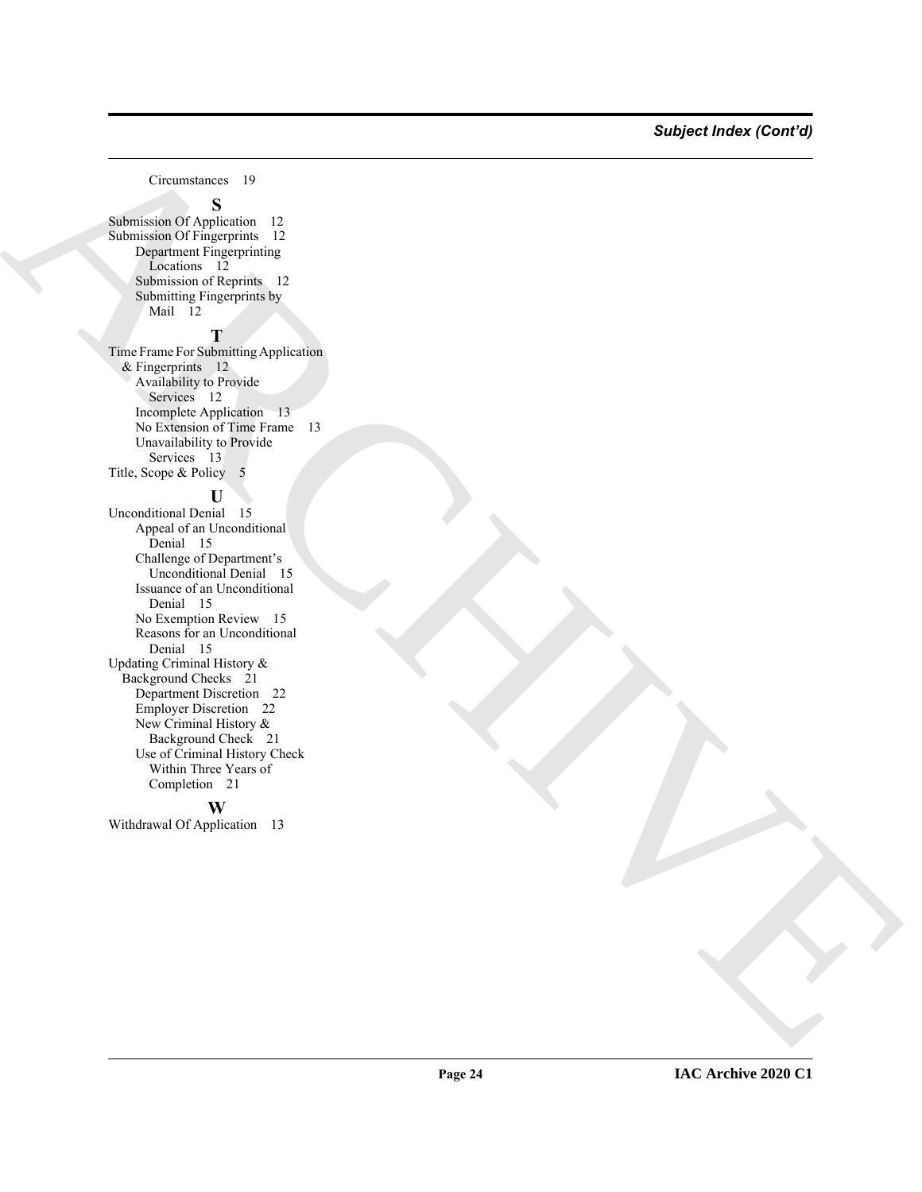Circumstances 19

**S**

Submission Of Application 12
Submission Of Fingerprints 12
- Department Fingerprinting Locations 12
- Submission of Reprints 12
- Submitting Fingerprints by Mail 12

**T**

Time Frame For Submitting Application & Fingerprints 12
- Availability to Provide Services 12
- Incomplete Application 13
- No Extension of Time Frame 13
- Unavailability to Provide Services 13

Title, Scope & Policy 5

**U**

Unconditional Denial 15
- Appeal of an Unconditional Denial 15
- Challenge of Department's Unconditional Denial 15
- Issuance of an Unconditional Denial 15
- No Exemption Review 15
- Reasons for an Unconditional Denial 15

Updating Criminal History & Background Checks 21
- Department Discretion 22
- Employer Discretion 22
- New Criminal History & Background Check 21
- Use of Criminal History Check Within Three Years of Completion 21

**W**

Withdrawal Of Application 13